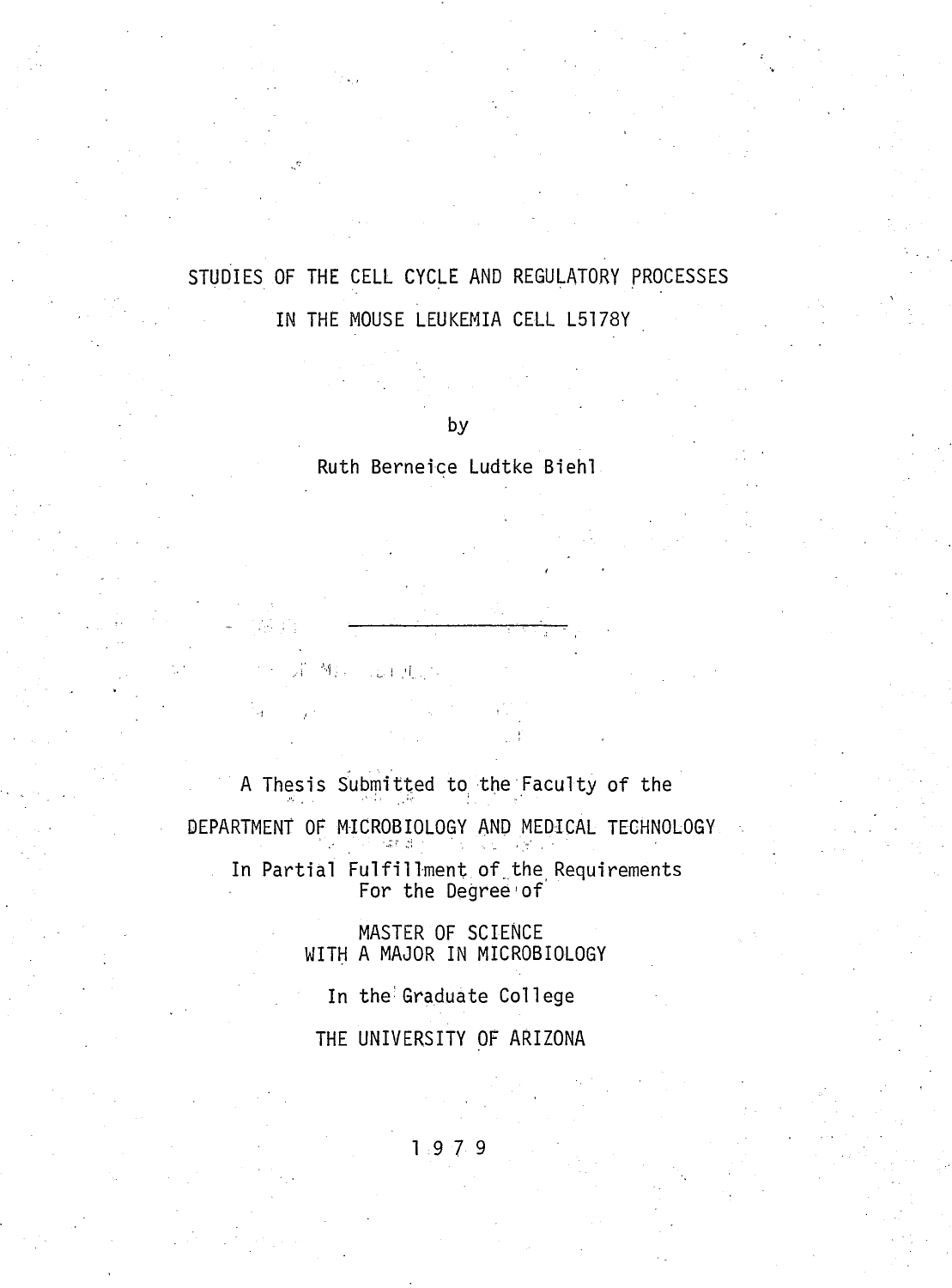# STUDIES OF THE CELL CYCLE AND REGULATORY PROCESSES IN THE MOUSE LEUKEMIA CELL L5178Y

by

Ruth Berneice Ludtke Biehl

---

A Thesis Submitted to the Faculty of the

DEPARTMENT OF MICROBIOLOGY AND MEDICAL TECHNOLOGY

In Partial Fulfillment of the Requirements
For the Degree of

MASTER OF SCIENCE
WITH A MAJOR IN MICROBIOLOGY

In the Graduate College

THE UNIVERSITY OF ARIZONA

1 9 7 9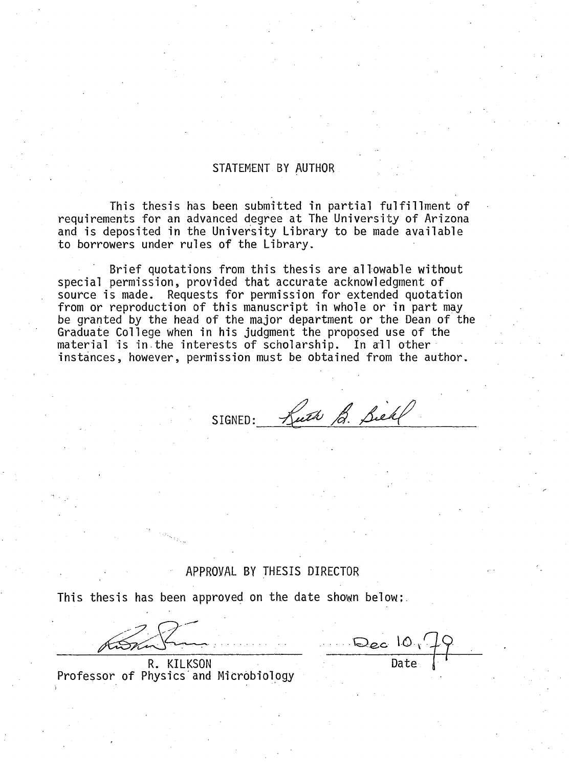## STATEMENT BY AUTHOR

This thesis has been submitted in partial fulfillment of requirements for an advanced degree at The University of Arizona and is deposited in the University Library to be made available to borrowers under rules of the Library.

Brief quotations from this thesis are allowable without special permission, provided that accurate acknowledgment of source is made. Requests for permission for extended quotation from or reproduction of this manuscript in whole or in part may be granted by the head of the major department or the Dean of the Graduate College when in his judgment the proposed use of the material is in the interests of scholarship. In all other instances, however, permission must be obtained from the author.

SIGNED: *Ruth B. Biehl*

## APPROVAL BY THESIS DIRECTOR

This thesis has been approved on the date shown below:

R. KILKSON
Professor of Physics and Microbiology

Dec 10, 79
Date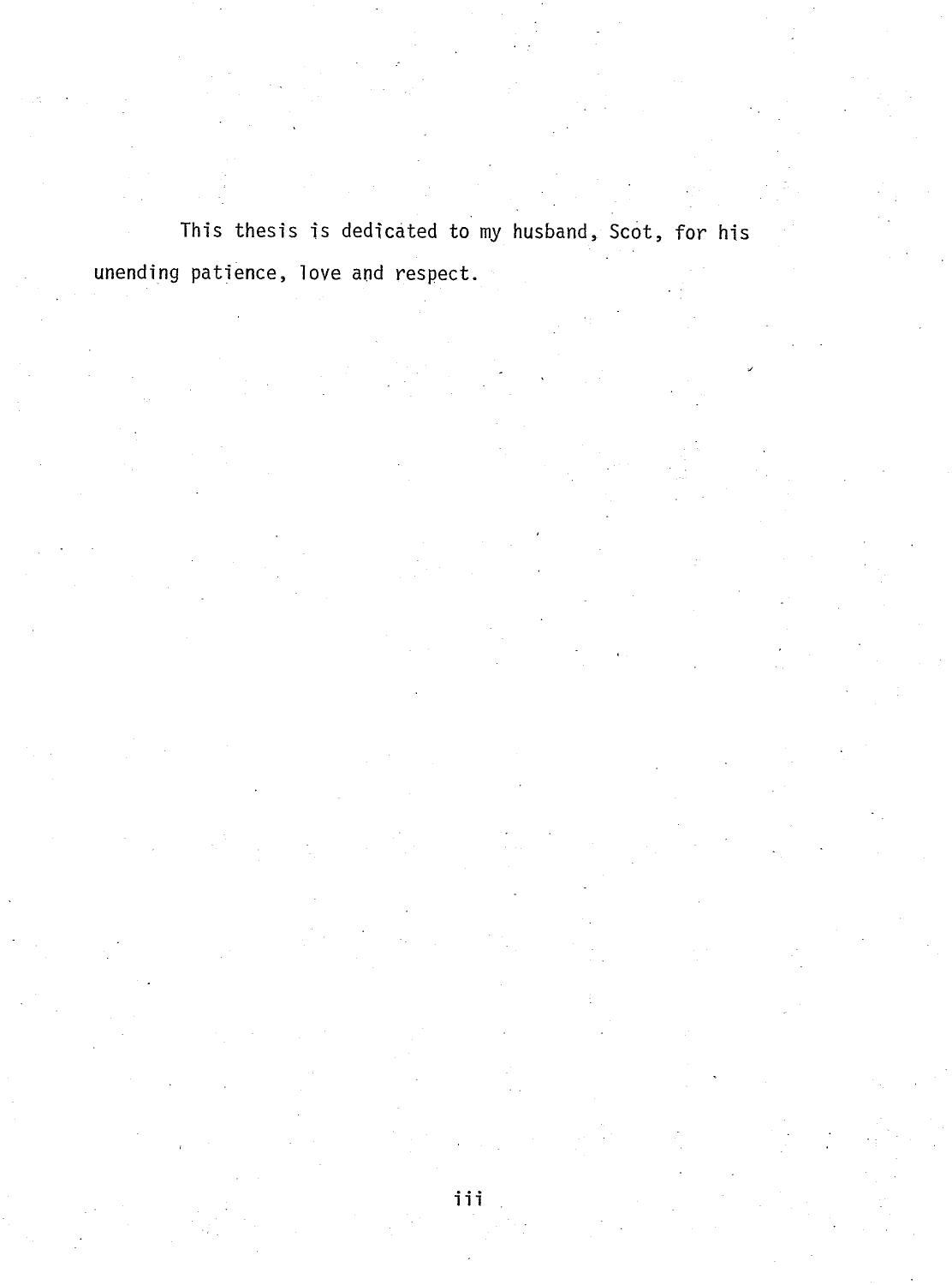This thesis is dedicated to my husband, Scot, for his unending patience, love and respect.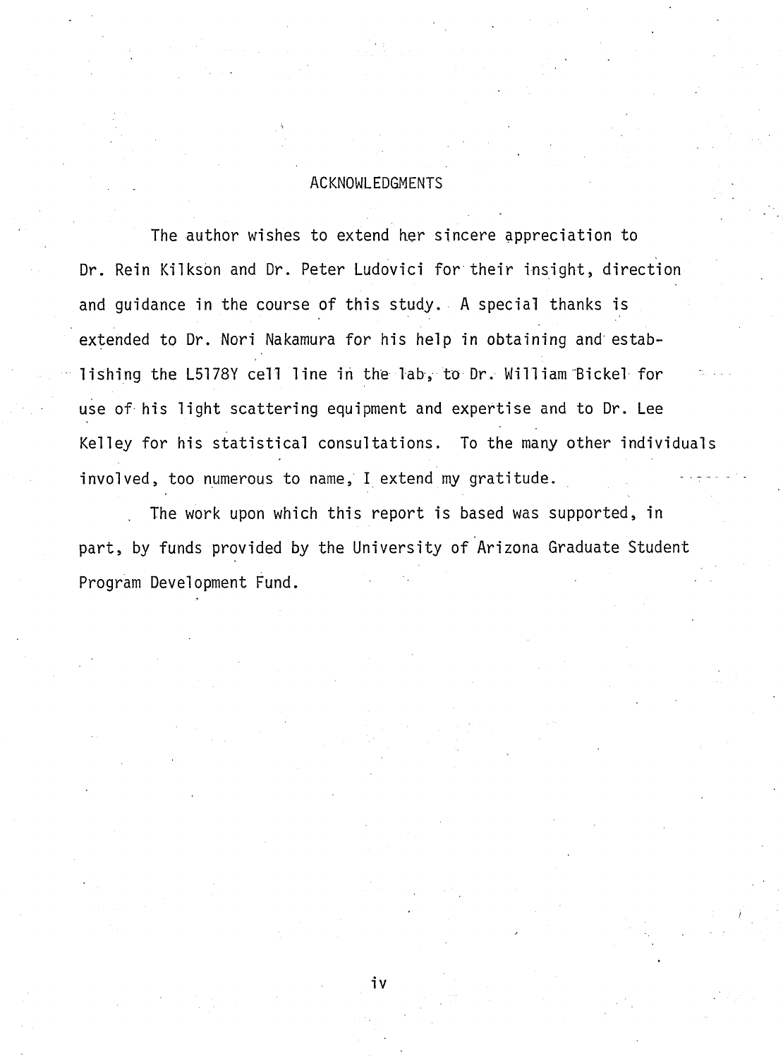## ACKNOWLEDGMENTS

The author wishes to extend her sincere appreciation to Dr. Rein Kilkson and Dr. Peter Ludovici for their insight, direction and guidance in the course of this study. A special thanks is extended to Dr. Nori Nakamura for his help in obtaining and establishing the L5178Y cell line in the lab, to Dr. William Bickel for use of his light scattering equipment and expertise and to Dr. Lee Kelley for his statistical consultations. To the many other individuals involved, too numerous to name, I extend my gratitude.

The work upon which this report is based was supported, in part, by funds provided by the University of Arizona Graduate Student Program Development Fund.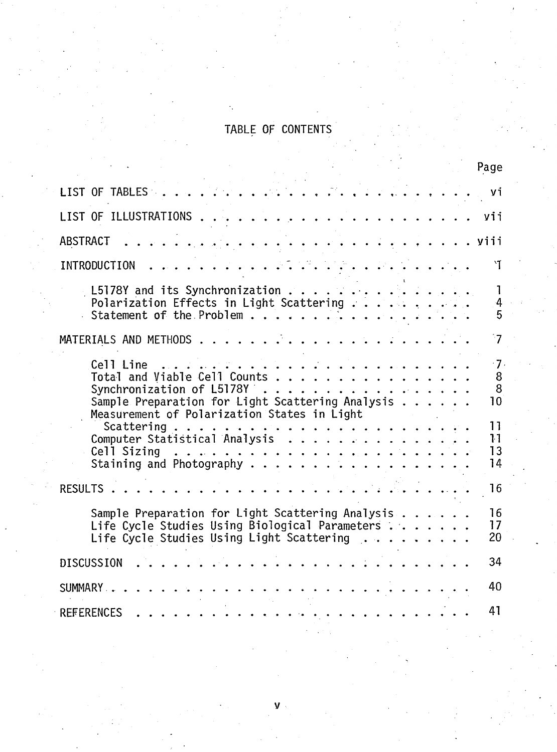# TABLE OF CONTENTS

| | Page |
|---|---|
| LIST OF TABLES | vi |
| LIST OF ILLUSTRATIONS | vii |
| ABSTRACT | viii |
| INTRODUCTION | 1 |
| L5178Y and its Synchronization | 1 |
| Polarization Effects in Light Scattering | 4 |
| Statement of the Problem | 5 |
| MATERIALS AND METHODS | 7 |
| Cell Line | 7 |
| Total and Viable Cell Counts | 8 |
| Synchronization of L5178Y | 8 |
| Sample Preparation for Light Scattering Analysis | 10 |
| Measurement of Polarization States in Light Scattering | 11 |
| Computer Statistical Analysis | 11 |
| Cell Sizing | 13 |
| Staining and Photography | 14 |
| RESULTS | 16 |
| Sample Preparation for Light Scattering Analysis | 16 |
| Life Cycle Studies Using Biological Parameters | 17 |
| Life Cycle Studies Using Light Scattering | 20 |
| DISCUSSION | 34 |
| SUMMARY | 40 |
| REFERENCES | 41 |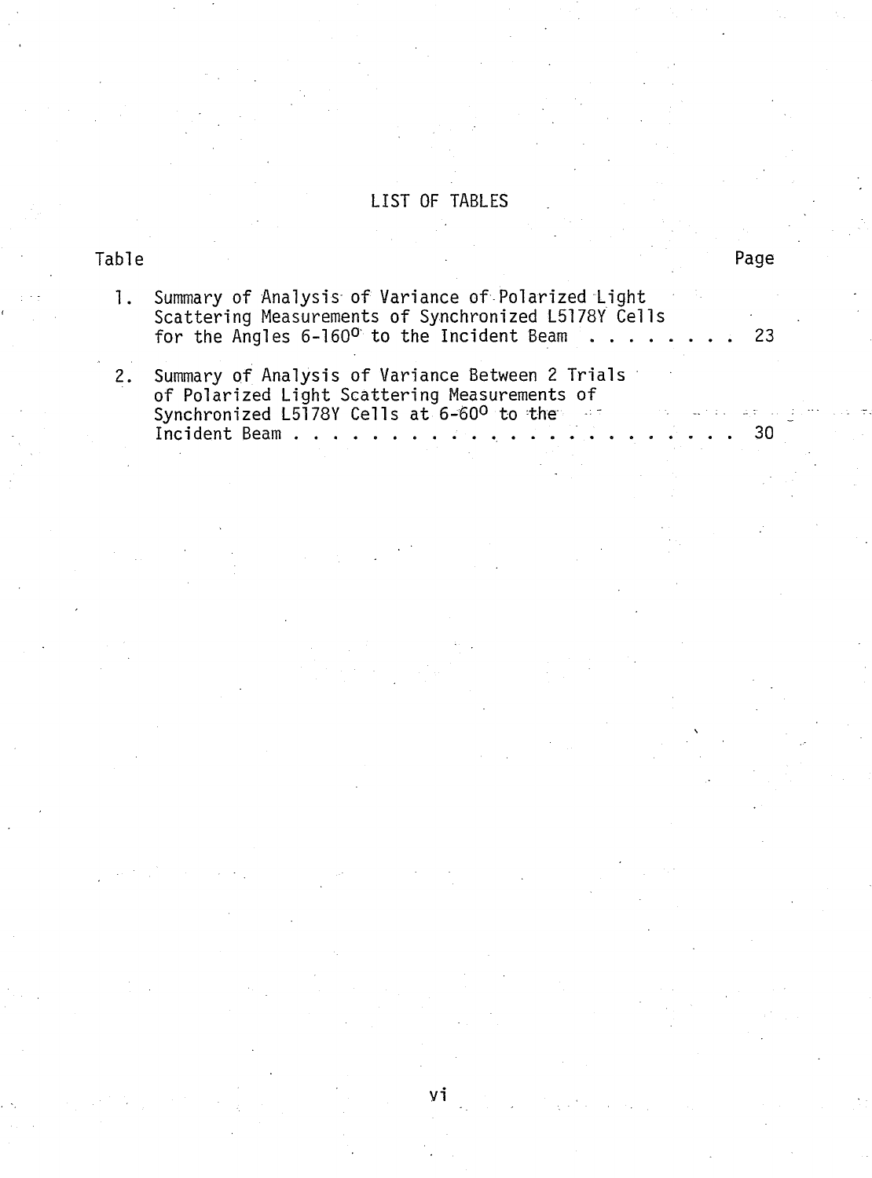# LIST OF TABLES

| Table | | Page |
|---|---|---|
| 1. | Summary of Analysis of Variance of Polarized Light Scattering Measurements of Synchronized L5178Y Cells for the Angles 6-160° to the Incident Beam | 23 |
| 2. | Summary of Analysis of Variance Between 2 Trials of Polarized Light Scattering Measurements of Synchronized L5178Y Cells at 6-60° to the Incident Beam | 30 |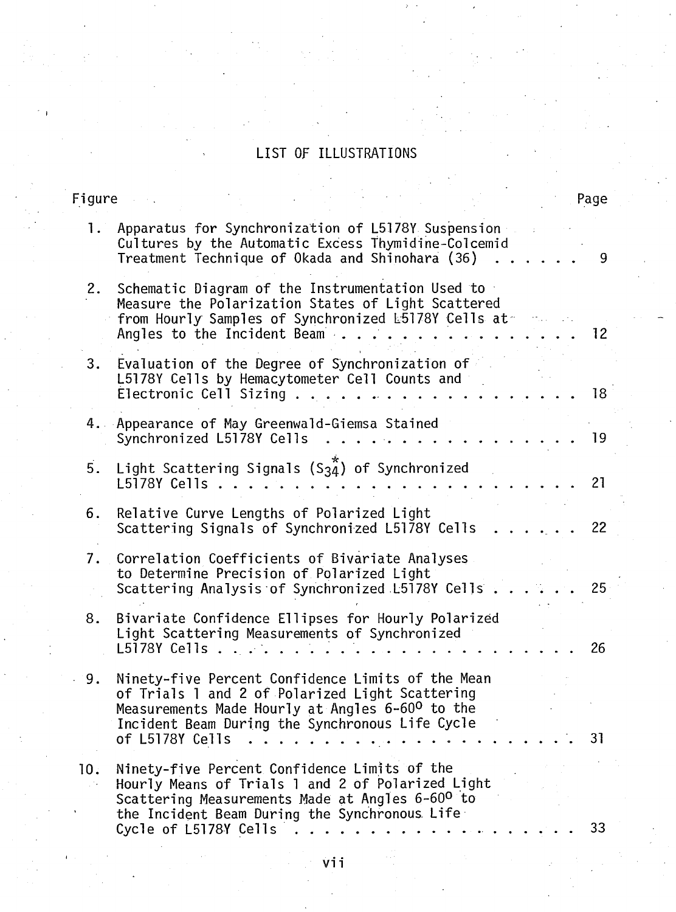# LIST OF ILLUSTRATIONS

| Figure | | Page |
|---|---|---|
| 1. | Apparatus for Synchronization of L5178Y Suspension Cultures by the Automatic Excess Thymidine-Colcemid Treatment Technique of Okada and Shinohara (36) | 9 |
| 2. | Schematic Diagram of the Instrumentation Used to Measure the Polarization States of Light Scattered from Hourly Samples of Synchronized L5178Y Cells at Angles to the Incident Beam | 12 |
| 3. | Evaluation of the Degree of Synchronization of L5178Y Cells by Hemacytometer Cell Counts and Electronic Cell Sizing | 18 |
| 4. | Appearance of May Greenwald-Giemsa Stained Synchronized L5178Y Cells | 19 |
| 5. | Light Scattering Signals ($S_{34}^{*}$) of Synchronized L5178Y Cells | 21 |
| 6. | Relative Curve Lengths of Polarized Light Scattering Signals of Synchronized L5178Y Cells | 22 |
| 7. | Correlation Coefficients of Bivariate Analyses to Determine Precision of Polarized Light Scattering Analysis of Synchronized L5178Y Cells | 25 |
| 8. | Bivariate Confidence Ellipses for Hourly Polarized Light Scattering Measurements of Synchronized L5178Y Cells | 26 |
| 9. | Ninety-five Percent Confidence Limits of the Mean of Trials 1 and 2 of Polarized Light Scattering Measurements Made Hourly at Angles 6-60$^{o}$ to the Incident Beam During the Synchronous Life Cycle of L5178Y Cells | 31 |
| 10. | Ninety-five Percent Confidence Limits of the Hourly Means of Trials 1 and 2 of Polarized Light Scattering Measurements Made at Angles 6-60$^{o}$ to the Incident Beam During the Synchronous Life Cycle of L5178Y Cells | 33 |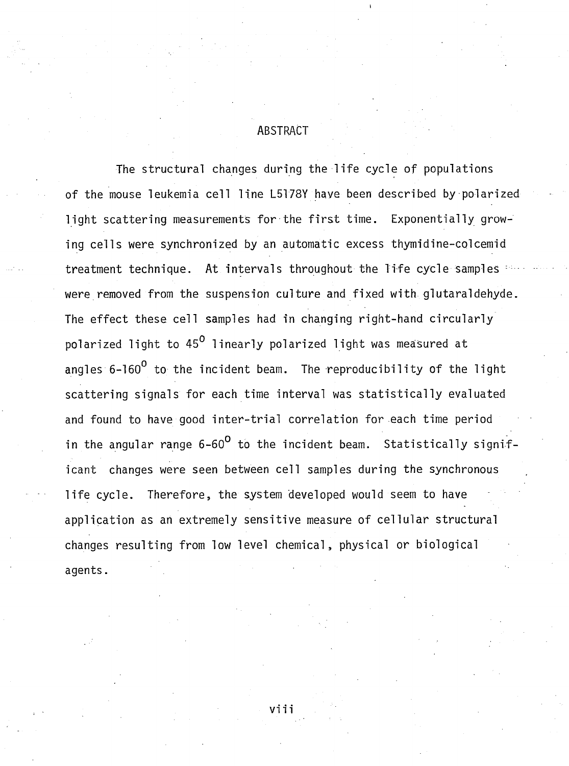# ABSTRACT

The structural changes during the life cycle of populations of the mouse leukemia cell line L5178Y have been described by polarized light scattering measurements for the first time. Exponentially growing cells were synchronized by an automatic excess thymidine-colcemid treatment technique. At intervals throughout the life cycle samples were removed from the suspension culture and fixed with glutaraldehyde. The effect these cell samples had in changing right-hand circularly polarized light to $45^{0}$ linearly polarized light was measured at angles $6\text{-}160^{0}$ to the incident beam. The reproducibility of the light scattering signals for each time interval was statistically evaluated and found to have good inter-trial correlation for each time period in the angular range $6\text{-}60^{0}$ to the incident beam. Statistically significant changes were seen between cell samples during the synchronous life cycle. Therefore, the system developed would seem to have application as an extremely sensitive measure of cellular structural changes resulting from low level chemical, physical or biological agents.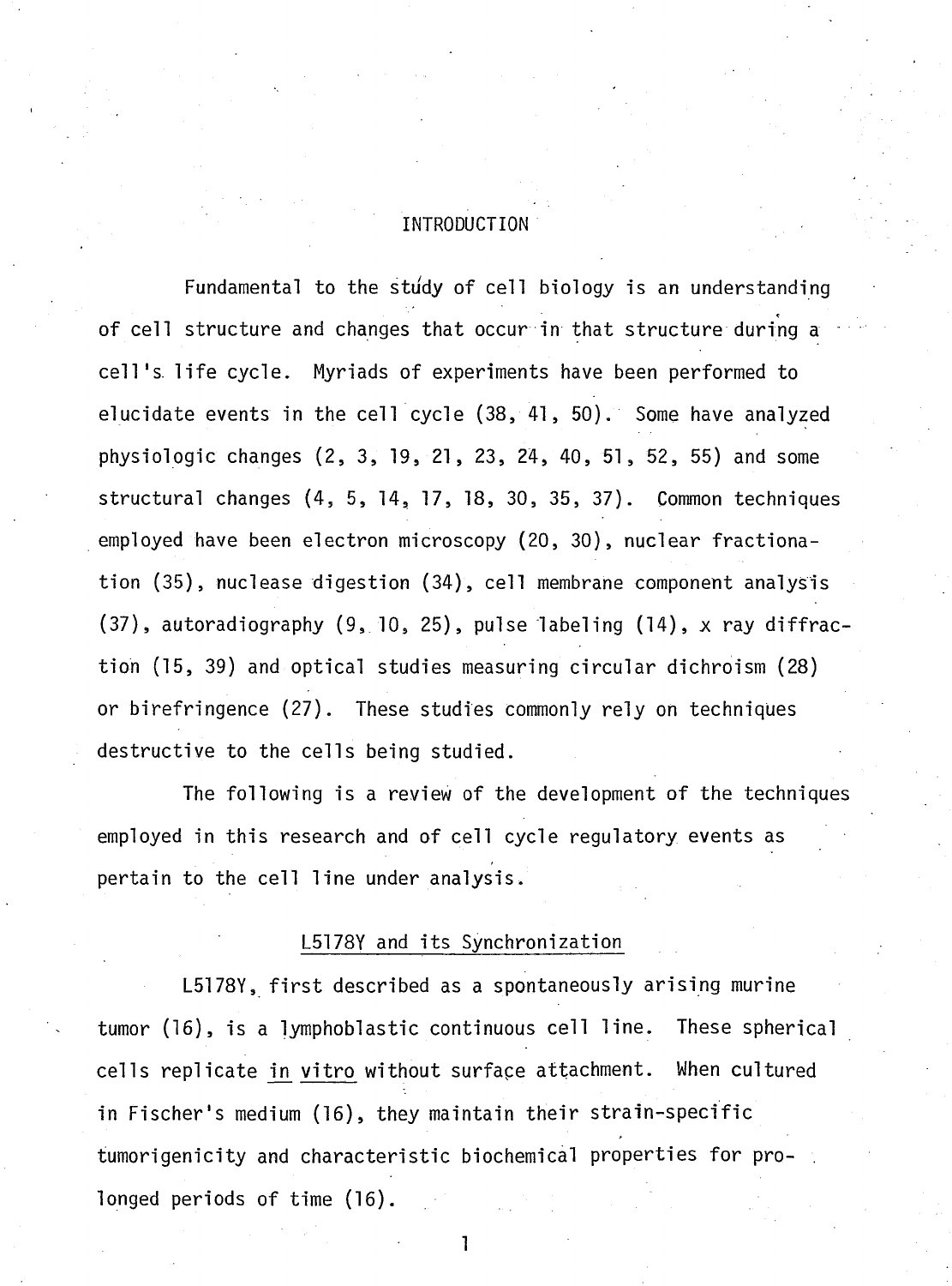# INTRODUCTION

Fundamental to the study of cell biology is an understanding of cell structure and changes that occur in that structure during a cell's life cycle. Myriads of experiments have been performed to elucidate events in the cell cycle (38, 41, 50). Some have analyzed physiologic changes (2, 3, 19, 21, 23, 24, 40, 51, 52, 55) and some structural changes (4, 5, 14, 17, 18, 30, 35, 37). Common techniques employed have been electron microscopy (20, 30), nuclear fractionation (35), nuclease digestion (34), cell membrane component analysis (37), autoradiography (9, 10, 25), pulse labeling (14), x ray diffraction (15, 39) and optical studies measuring circular dichroism (28) or birefringence (27). These studies commonly rely on techniques destructive to the cells being studied.

The following is a review of the development of the techniques employed in this research and of cell cycle regulatory events as pertain to the cell line under analysis.

## L5178Y and its Synchronization

L5178Y, first described as a spontaneously arising murine tumor (16), is a lymphoblastic continuous cell line. These spherical cells replicate *in vitro* without surface attachment. When cultured in Fischer's medium (16), they maintain their strain-specific tumorigenicity and characteristic biochemical properties for prolonged periods of time (16).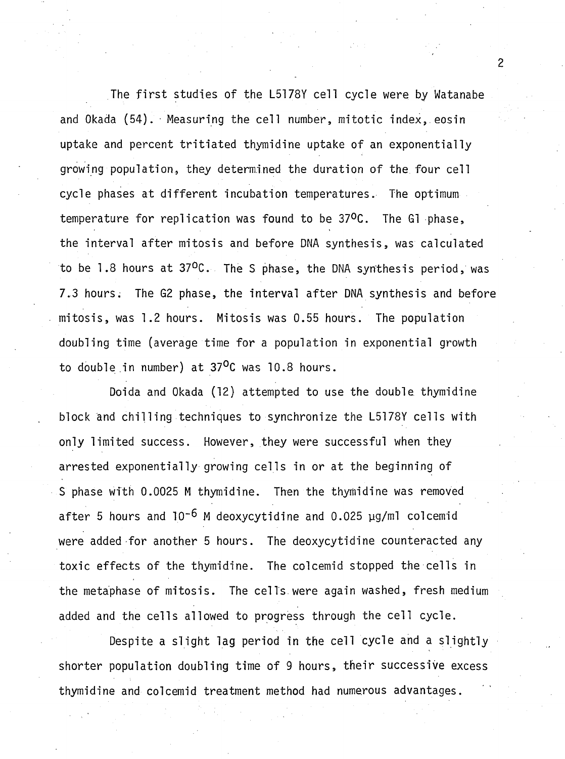The first studies of the L5178Y cell cycle were by Watanabe and Okada (54). Measuring the cell number, mitotic index, eosin uptake and percent tritiated thymidine uptake of an exponentially growing population, they determined the duration of the four cell cycle phases at different incubation temperatures. The optimum temperature for replication was found to be 37$^{o}$C. The G1 phase, the interval after mitosis and before DNA synthesis, was calculated to be 1.8 hours at 37$^{o}$C. The S phase, the DNA synthesis period, was 7.3 hours. The G2 phase, the interval after DNA synthesis and before mitosis, was 1.2 hours. Mitosis was 0.55 hours. The population doubling time (average time for a population in exponential growth to double in number) at 37$^{o}$C was 10.8 hours.

Doida and Okada (12) attempted to use the double thymidine block and chilling techniques to synchronize the L5178Y cells with only limited success. However, they were successful when they arrested exponentially growing cells in or at the beginning of S phase with 0.0025 M thymidine. Then the thymidine was removed after 5 hours and $10^{-6}$ M deoxycytidine and 0.025 µg/ml colcemid were added for another 5 hours. The deoxycytidine counteracted any toxic effects of the thymidine. The colcemid stopped the cells in the metaphase of mitosis. The cells were again washed, fresh medium added and the cells allowed to progress through the cell cycle.

Despite a slight lag period in the cell cycle and a slightly shorter population doubling time of 9 hours, their successive excess thymidine and colcemid treatment method had numerous advantages.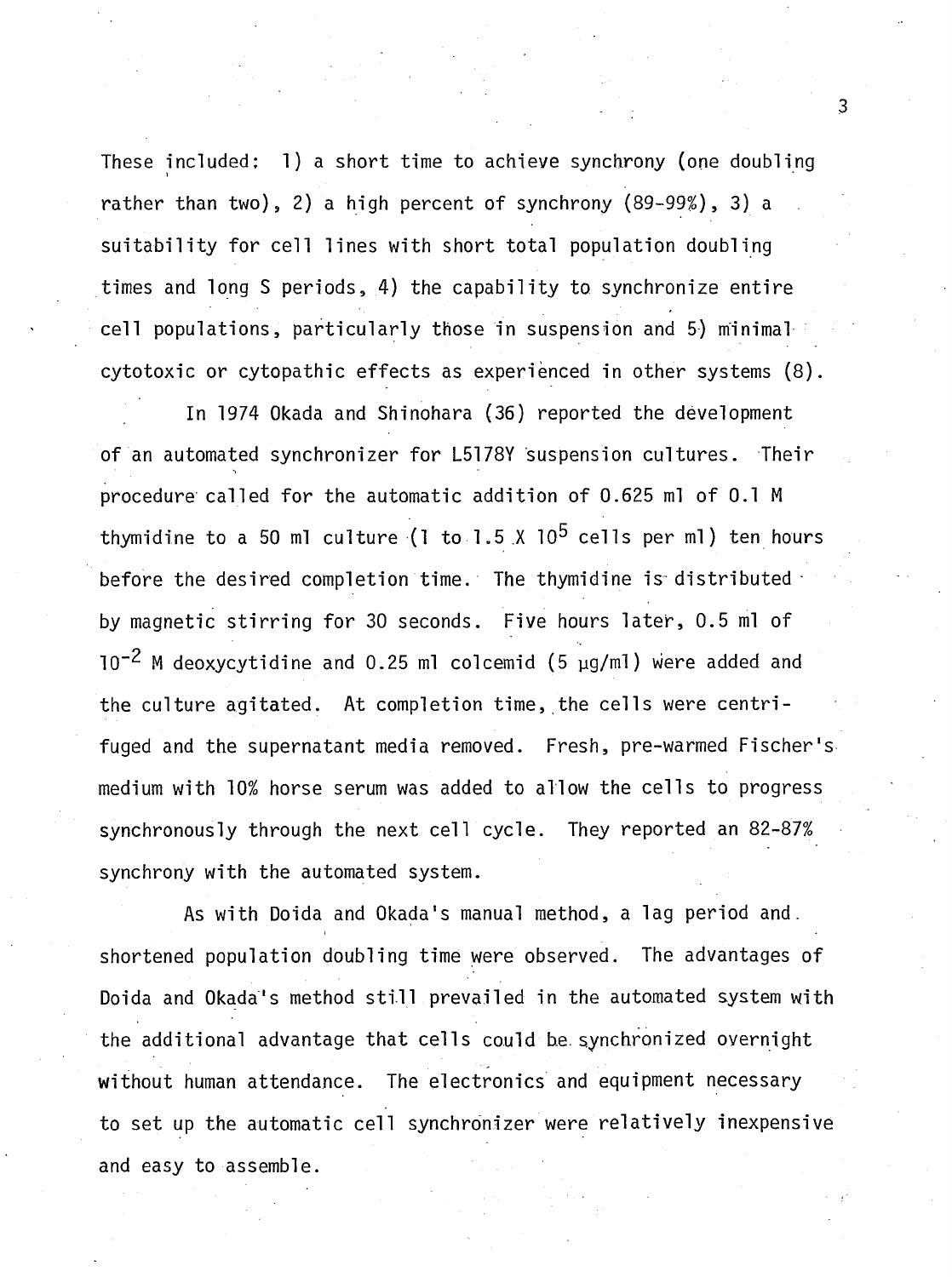These included: 1) a short time to achieve synchrony (one doubling rather than two), 2) a high percent of synchrony (89-99%), 3) a suitability for cell lines with short total population doubling times and long S periods, 4) the capability to synchronize entire cell populations, particularly those in suspension and 5) minimal cytotoxic or cytopathic effects as experienced in other systems (8).

In 1974 Okada and Shinohara (36) reported the development of an automated synchronizer for L5178Y suspension cultures. Their procedure called for the automatic addition of 0.625 ml of 0.1 M thymidine to a 50 ml culture (1 to 1.5 X $10^5$ cells per ml) ten hours before the desired completion time. The thymidine is distributed by magnetic stirring for 30 seconds. Five hours later, 0.5 ml of $10^{-2}$ M deoxycytidine and 0.25 ml colcemid (5 μg/ml) were added and the culture agitated. At completion time, the cells were centrifuged and the supernatant media removed. Fresh, pre-warmed Fischer's medium with 10% horse serum was added to allow the cells to progress synchronously through the next cell cycle. They reported an 82-87% synchrony with the automated system.

As with Doida and Okada's manual method, a lag period and shortened population doubling time were observed. The advantages of Doida and Okada's method still prevailed in the automated system with the additional advantage that cells could be synchronized overnight without human attendance. The electronics and equipment necessary to set up the automatic cell synchronizer were relatively inexpensive and easy to assemble.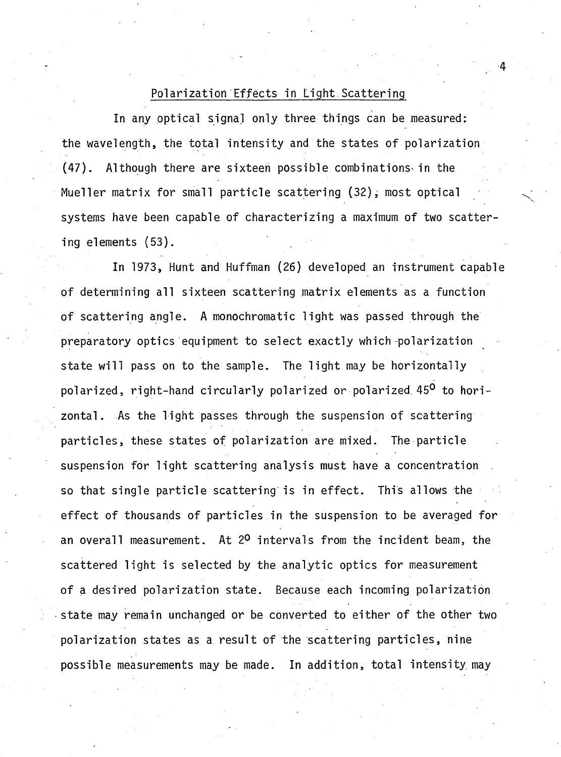## Polarization Effects in Light Scattering

In any optical signal only three things can be measured: the wavelength, the total intensity and the states of polarization (47). Although there are sixteen possible combinations in the Mueller matrix for small particle scattering (32), most optical systems have been capable of characterizing a maximum of two scattering elements (53).

In 1973, Hunt and Huffman (26) developed an instrument capable of determining all sixteen scattering matrix elements as a function of scattering angle. A monochromatic light was passed through the preparatory optics equipment to select exactly which polarization state will pass on to the sample. The light may be horizontally polarized, right-hand circularly polarized or polarized $45^{o}$ to horizontal. As the light passes through the suspension of scattering particles, these states of polarization are mixed. The particle suspension for light scattering analysis must have a concentration so that single particle scattering is in effect. This allows the effect of thousands of particles in the suspension to be averaged for an overall measurement. At $2^{o}$ intervals from the incident beam, the scattered light is selected by the analytic optics for measurement of a desired polarization state. Because each incoming polarization state may remain unchanged or be converted to either of the other two polarization states as a result of the scattering particles, nine possible measurements may be made. In addition, total intensity may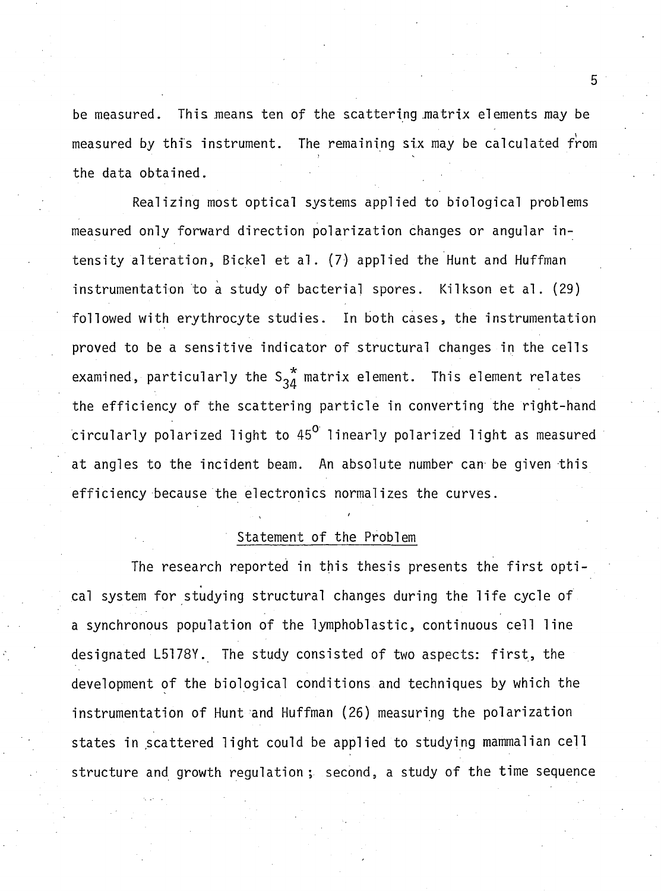be measured. This means ten of the scattering matrix elements may be measured by this instrument. The remaining six may be calculated from the data obtained.

Realizing most optical systems applied to biological problems measured only forward direction polarization changes or angular intensity alteration, Bickel et al. (7) applied the Hunt and Huffman instrumentation to a study of bacterial spores. Kilkson et al. (29) followed with erythrocyte studies. In both cases, the instrumentation proved to be a sensitive indicator of structural changes in the cells examined, particularly the $S_{34}^{*}$ matrix element. This element relates the efficiency of the scattering particle in converting the right-hand circularly polarized light to $45^{o}$ linearly polarized light as measured at angles to the incident beam. An absolute number can be given this efficiency because the electronics normalizes the curves.

## Statement of the Problem

The research reported in this thesis presents the first optical system for studying structural changes during the life cycle of a synchronous population of the lymphoblastic, continuous cell line designated L5178Y. The study consisted of two aspects: first, the development of the biological conditions and techniques by which the instrumentation of Hunt and Huffman (26) measuring the polarization states in scattered light could be applied to studying mammalian cell structure and growth regulation; second, a study of the time sequence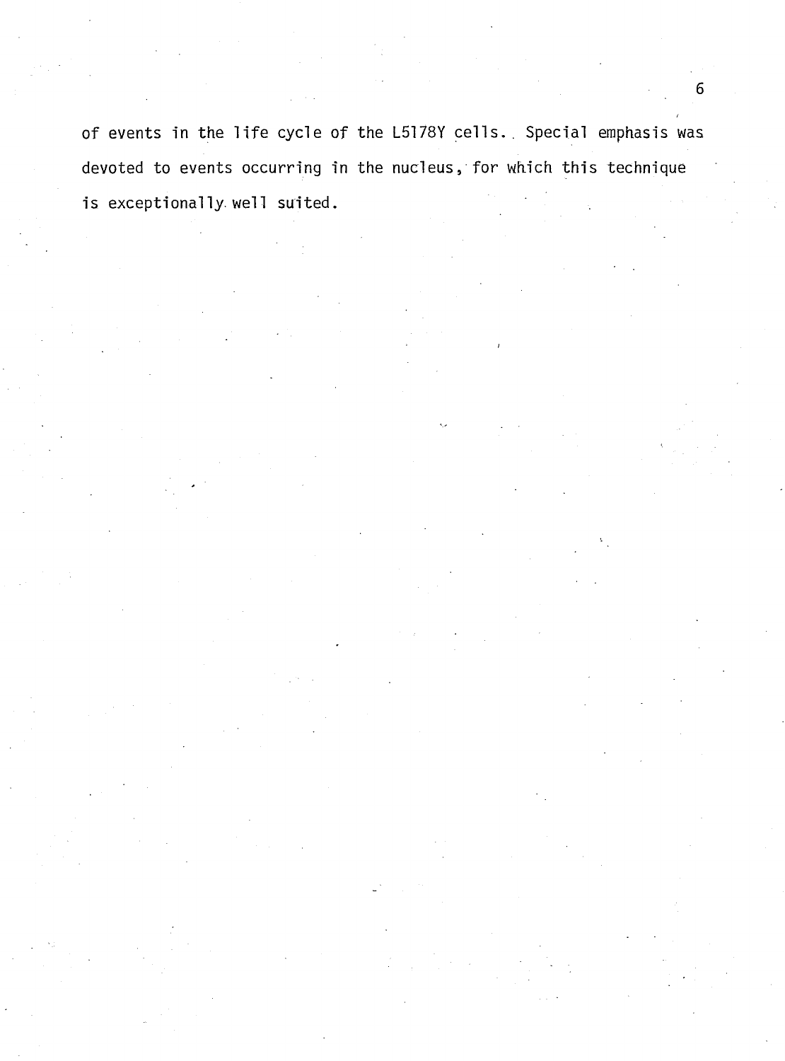of events in the life cycle of the L5178Y cells. Special emphasis was devoted to events occurring in the nucleus, for which this technique is exceptionally well suited.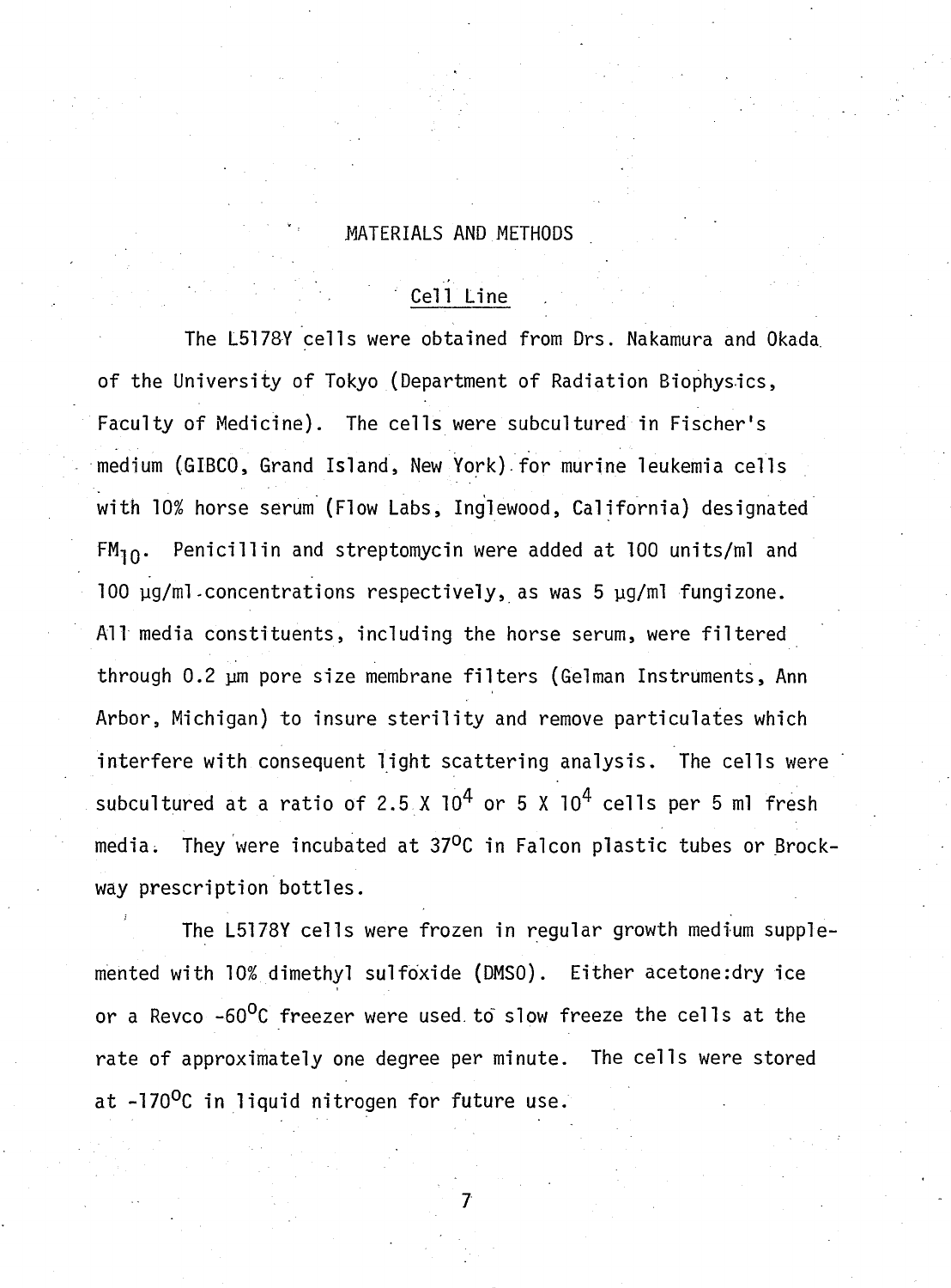# MATERIALS AND METHODS

## Cell Line

The L5178Y cells were obtained from Drs. Nakamura and Okada of the University of Tokyo (Department of Radiation Biophysics, Faculty of Medicine). The cells were subcultured in Fischer's medium (GIBCO, Grand Island, New York) for murine leukemia cells with 10% horse serum (Flow Labs, Inglewood, California) designated $FM_{10}$. Penicillin and streptomycin were added at 100 units/ml and 100 µg/ml concentrations respectively, as was 5 µg/ml fungizone. All media constituents, including the horse serum, were filtered through 0.2 µm pore size membrane filters (Gelman Instruments, Ann Arbor, Michigan) to insure sterility and remove particulates which interfere with consequent light scattering analysis. The cells were subcultured at a ratio of $2.5 \times 10^4$ or $5 \times 10^4$ cells per 5 ml fresh media. They were incubated at 37°C in Falcon plastic tubes or Brockway prescription bottles.

The L5178Y cells were frozen in regular growth medium supplemented with 10% dimethyl sulfoxide (DMSO). Either acetone:dry ice or a Revco -60°C freezer were used to slow freeze the cells at the rate of approximately one degree per minute. The cells were stored at -170°C in liquid nitrogen for future use.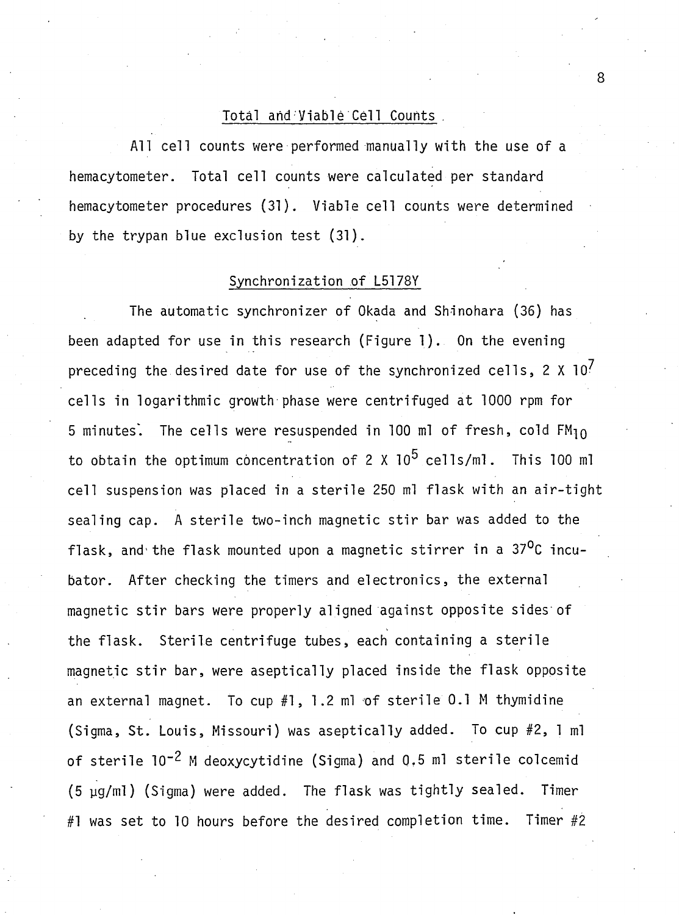## Total and Viable Cell Counts

All cell counts were performed manually with the use of a hemacytometer. Total cell counts were calculated per standard hemacytometer procedures (31). Viable cell counts were determined by the trypan blue exclusion test (31).

## Synchronization of L5178Y

The automatic synchronizer of Okada and Shinohara (36) has been adapted for use in this research (Figure 1). On the evening preceding the desired date for use of the synchronized cells, 2 X $10^7$ cells in logarithmic growth phase were centrifuged at 1000 rpm for 5 minutes. The cells were resuspended in 100 ml of fresh, cold $FM_{10}$ to obtain the optimum concentration of 2 X $10^5$ cells/ml. This 100 ml cell suspension was placed in a sterile 250 ml flask with an air-tight sealing cap. A sterile two-inch magnetic stir bar was added to the flask, and the flask mounted upon a magnetic stirrer in a $37^0$C incubator. After checking the timers and electronics, the external magnetic stir bars were properly aligned against opposite sides of the flask. Sterile centrifuge tubes, each containing a sterile magnetic stir bar, were aseptically placed inside the flask opposite an external magnet. To cup #1, 1.2 ml of sterile 0.1 M thymidine (Sigma, St. Louis, Missouri) was aseptically added. To cup #2, 1 ml of sterile $10^{-2}$ M deoxycytidine (Sigma) and 0.5 ml sterile colcemid (5 µg/ml) (Sigma) were added. The flask was tightly sealed. Timer #1 was set to 10 hours before the desired completion time. Timer #2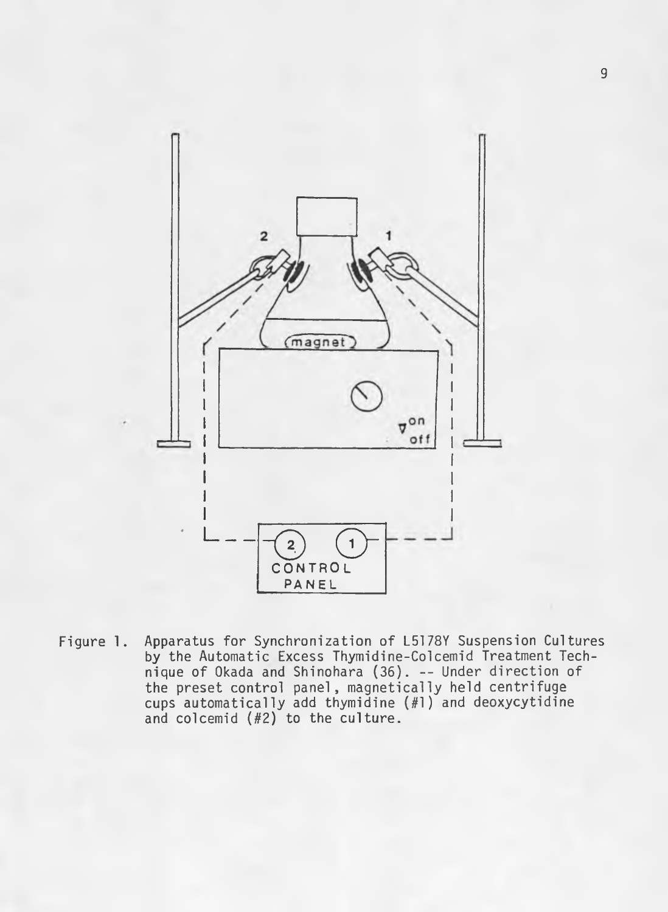Figure 1. Apparatus for Synchronization of L5178Y Suspension Cultures by the Automatic Excess Thymidine-Colcemid Treatment Technique of Okada and Shinohara (36). -- Under direction of the preset control panel, magnetically held centrifuge cups automatically add thymidine (#1) and deoxycytidine and colcemid (#2) to the culture.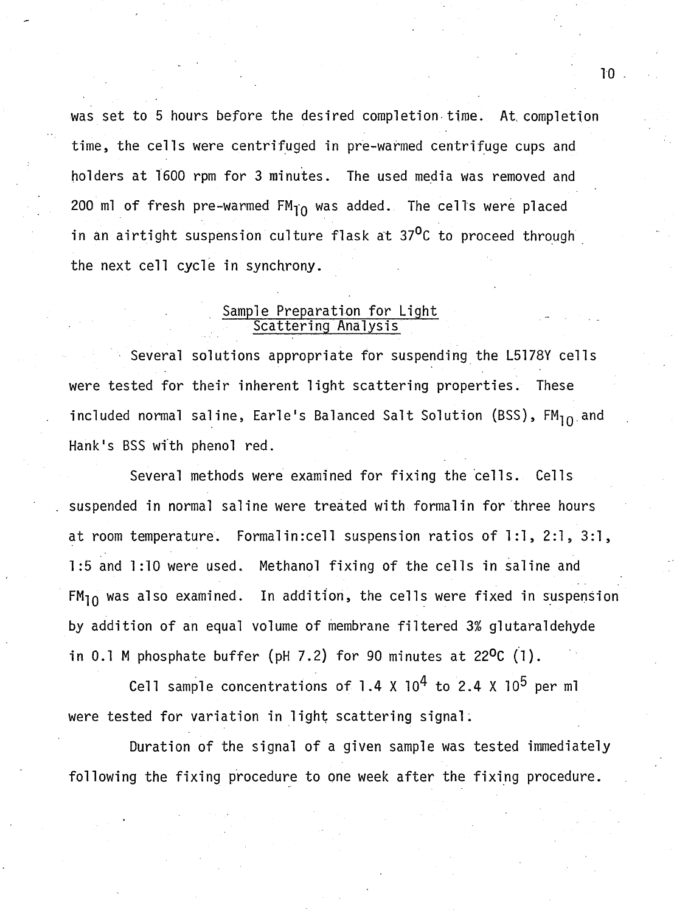was set to 5 hours before the desired completion time. At completion time, the cells were centrifuged in pre-warmed centrifuge cups and holders at 1600 rpm for 3 minutes. The used media was removed and 200 ml of fresh pre-warmed $FM_{10}$ was added. The cells were placed in an airtight suspension culture flask at 37°C to proceed through the next cell cycle in synchrony.

## Sample Preparation for Light Scattering Analysis

Several solutions appropriate for suspending the L5178Y cells were tested for their inherent light scattering properties. These included normal saline, Earle's Balanced Salt Solution (BSS), $FM_{10}$ and Hank's BSS with phenol red.

Several methods were examined for fixing the cells. Cells suspended in normal saline were treated with formalin for three hours at room temperature. Formalin:cell suspension ratios of 1:1, 2:1, 3:1, 1:5 and 1:10 were used. Methanol fixing of the cells in saline and $FM_{10}$ was also examined. In addition, the cells were fixed in suspension by addition of an equal volume of membrane filtered 3% glutaraldehyde in 0.1 M phosphate buffer (pH 7.2) for 90 minutes at 22°C (1).

Cell sample concentrations of $1.4 \times 10^4$ to $2.4 \times 10^5$ per ml were tested for variation in light scattering signal.

Duration of the signal of a given sample was tested immediately following the fixing procedure to one week after the fixing procedure.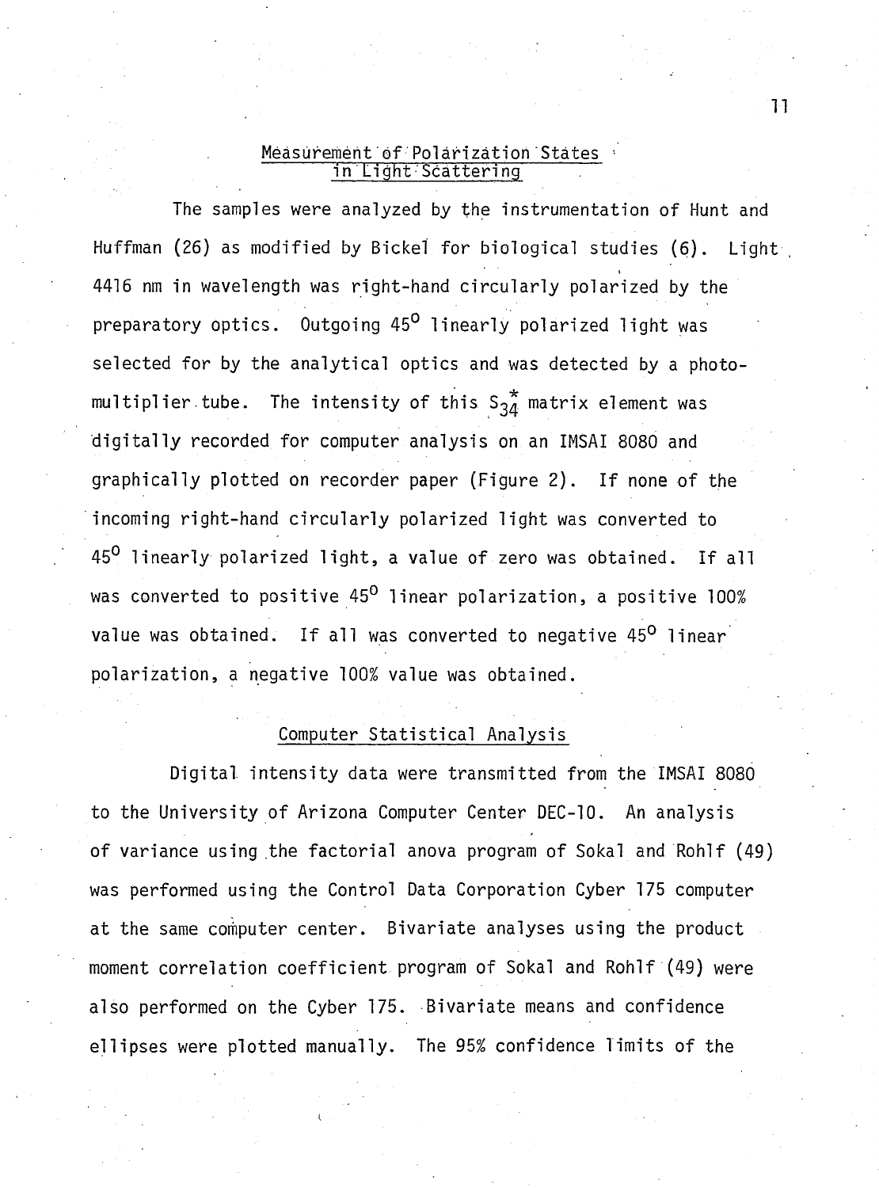## Measurement of Polarization States in Light Scattering

The samples were analyzed by the instrumentation of Hunt and Huffman (26) as modified by Bickel for biological studies (6). Light 4416 nm in wavelength was right-hand circularly polarized by the preparatory optics. Outgoing $45^{o}$ linearly polarized light was selected for by the analytical optics and was detected by a photomultiplier tube. The intensity of this $S_{34}^{*}$ matrix element was digitally recorded for computer analysis on an IMSAI 8080 and graphically plotted on recorder paper (Figure 2). If none of the incoming right-hand circularly polarized light was converted to $45^{o}$ linearly polarized light, a value of zero was obtained. If all was converted to positive $45^{o}$ linear polarization, a positive 100% value was obtained. If all was converted to negative $45^{o}$ linear polarization, a negative 100% value was obtained.

## Computer Statistical Analysis

Digital intensity data were transmitted from the IMSAI 8080 to the University of Arizona Computer Center DEC-10. An analysis of variance using the factorial anova program of Sokal and Rohlf (49) was performed using the Control Data Corporation Cyber 175 computer at the same computer center. Bivariate analyses using the product moment correlation coefficient program of Sokal and Rohlf (49) were also performed on the Cyber 175. Bivariate means and confidence ellipses were plotted manually. The 95% confidence limits of the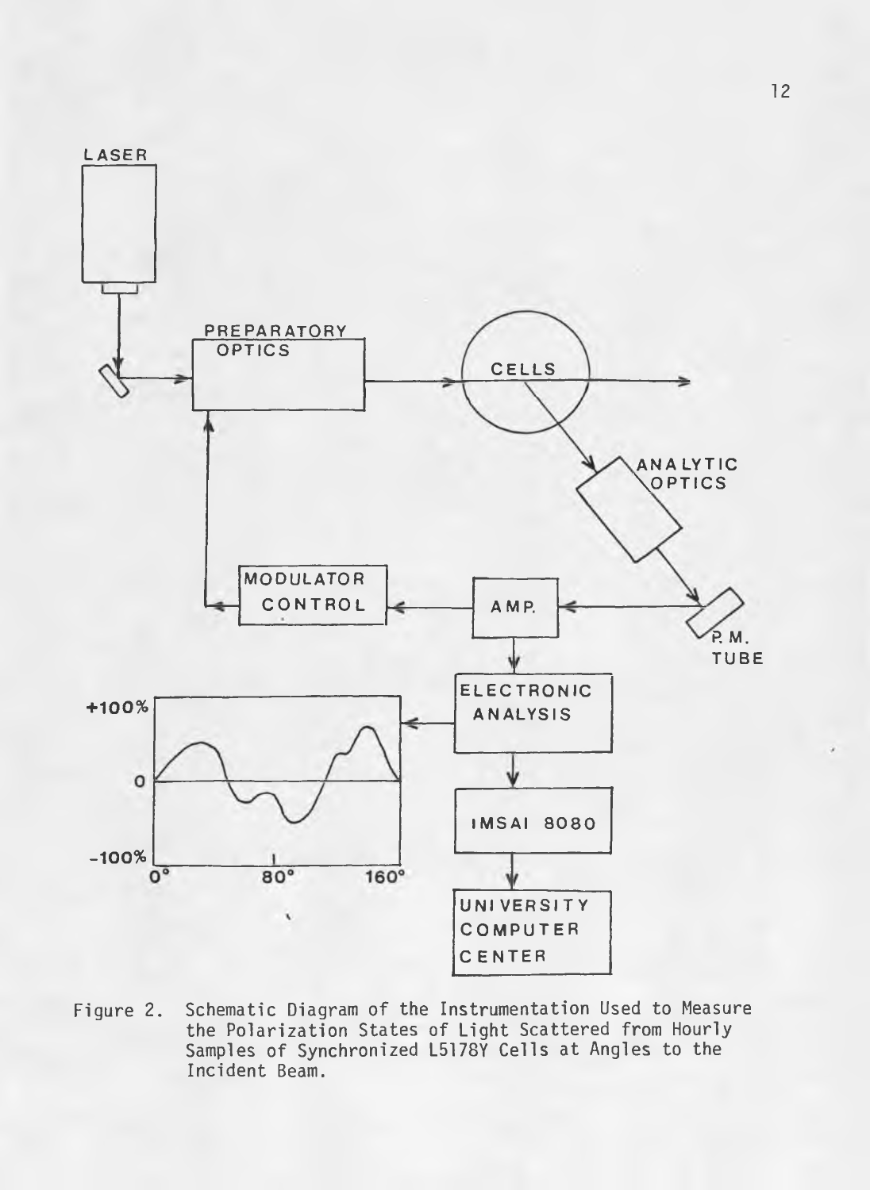Figure 2. Schematic Diagram of the Instrumentation Used to Measure the Polarization States of Light Scattered from Hourly Samples of Synchronized L5178Y Cells at Angles to the Incident Beam.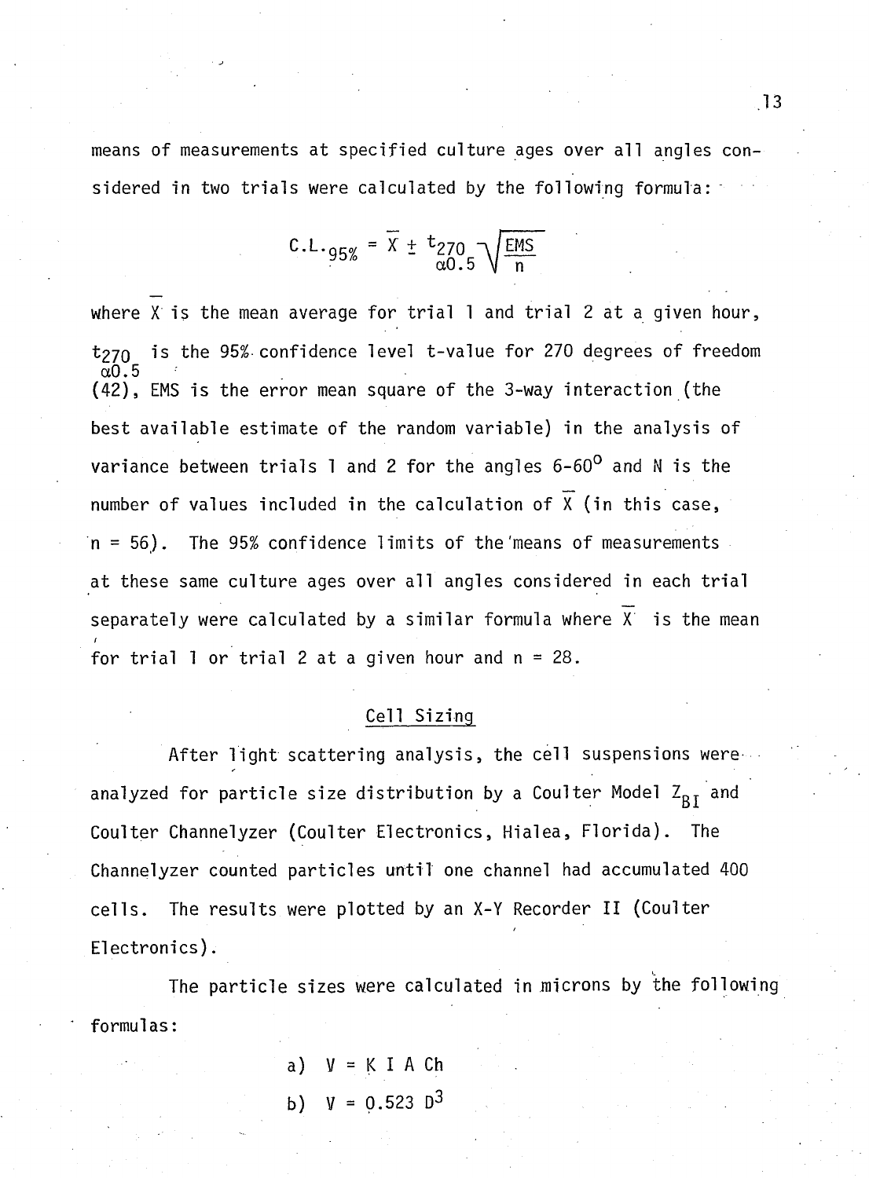means of measurements at specified culture ages over all angles considered in two trials were calculated by the following formula:

$$C.L._{95\%} = \bar{X} \pm t_{\substack{270 \\ \alpha 0.5}} \sqrt{\frac{EMS}{n}}$$

where $\bar{X}$ is the mean average for trial 1 and trial 2 at a given hour, $t_{\substack{270 \\ \alpha 0.5}}$ is the 95% confidence level t-value for 270 degrees of freedom (42), EMS is the error mean square of the 3-way interaction (the best available estimate of the random variable) in the analysis of variance between trials 1 and 2 for the angles 6-60$^{o}$ and N is the number of values included in the calculation of $\bar{X}$ (in this case, n = 56). The 95% confidence limits of the means of measurements at these same culture ages over all angles considered in each trial separately were calculated by a similar formula where $\bar{X}$ is the mean for trial 1 or trial 2 at a given hour and n = 28.

## Cell Sizing

After light scattering analysis, the cell suspensions were analyzed for particle size distribution by a Coulter Model $Z_{BI}$ and Coulter Channelyzer (Coulter Electronics, Hialea, Florida). The Channelyzer counted particles until one channel had accumulated 400 cells. The results were plotted by an X-Y Recorder II (Coulter Electronics).

The particle sizes were calculated in microns by the following formulas:

a) $V = K \; I \; A \; Ch$

b) $V = 0.523 \; D^3$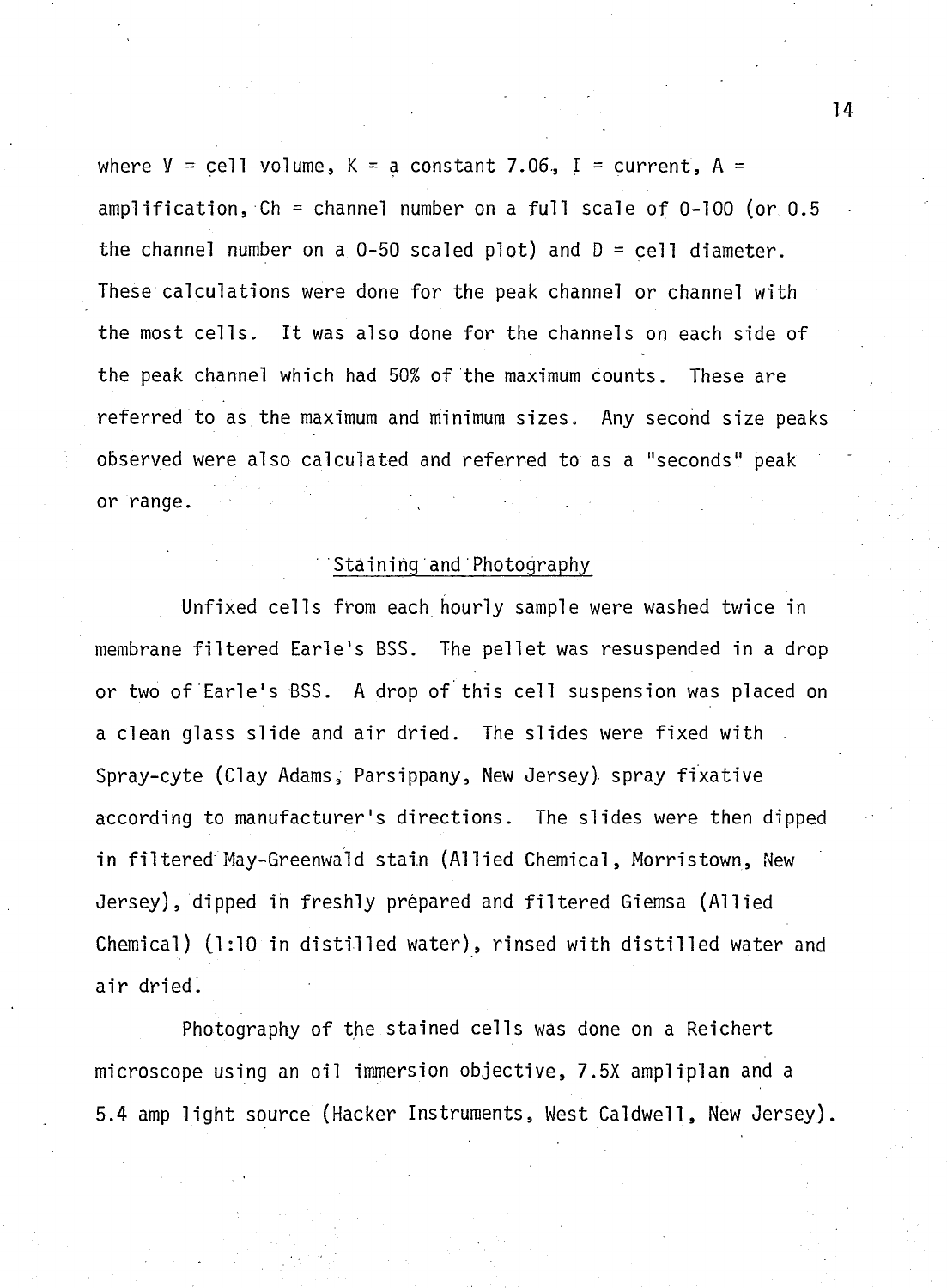where $V$ = cell volume, $K$ = a constant 7.06, $I$ = current, $A$ = amplification, $Ch$ = channel number on a full scale of 0-100 (or 0.5 the channel number on a 0-50 scaled plot) and $D$ = cell diameter. These calculations were done for the peak channel or channel with the most cells. It was also done for the channels on each side of the peak channel which had 50% of the maximum counts. These are referred to as the maximum and minimum sizes. Any second size peaks observed were also calculated and referred to as a "seconds" peak or range.

## Staining and Photography

Unfixed cells from each hourly sample were washed twice in membrane filtered Earle's BSS. The pellet was resuspended in a drop or two of Earle's BSS. A drop of this cell suspension was placed on a clean glass slide and air dried. The slides were fixed with Spray-cyte (Clay Adams, Parsippany, New Jersey) spray fixative according to manufacturer's directions. The slides were then dipped in filtered May-Greenwald stain (Allied Chemical, Morristown, New Jersey), dipped in freshly prepared and filtered Giemsa (Allied Chemical) (1:10 in distilled water), rinsed with distilled water and air dried.

Photography of the stained cells was done on a Reichert microscope using an oil immersion objective, 7.5X ampliplan and a 5.4 amp light source (Hacker Instruments, West Caldwell, New Jersey).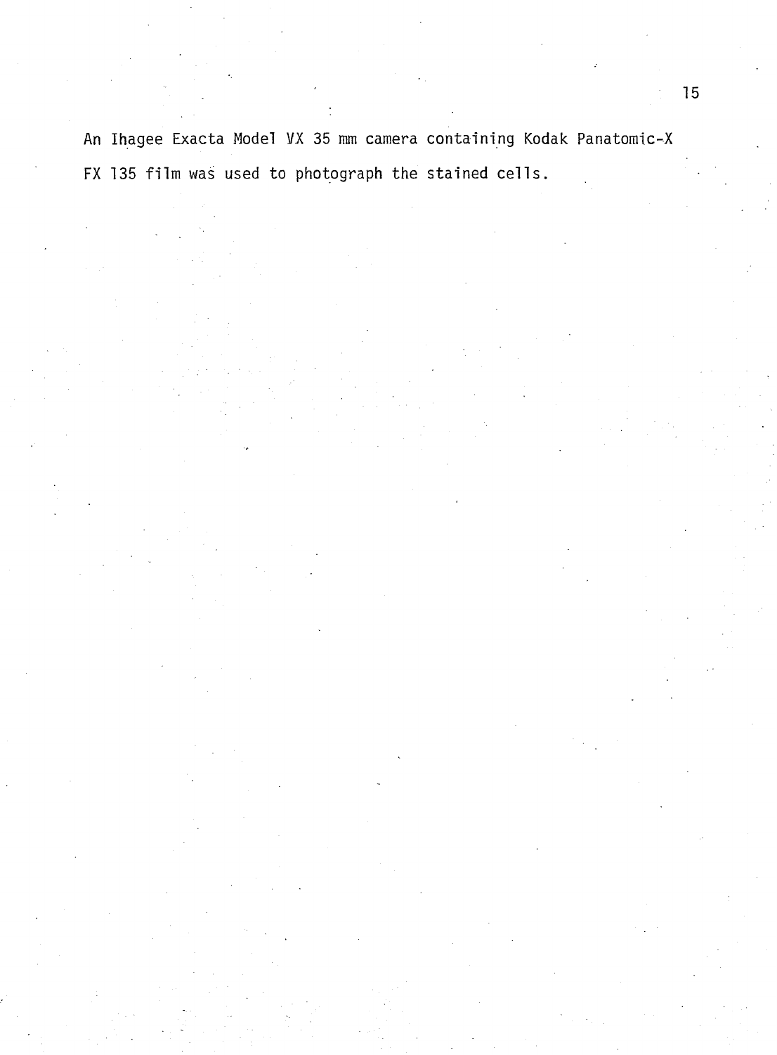An Ihagee Exacta Model VX 35 mm camera containing Kodak Panatomic-X FX 135 film was used to photograph the stained cells.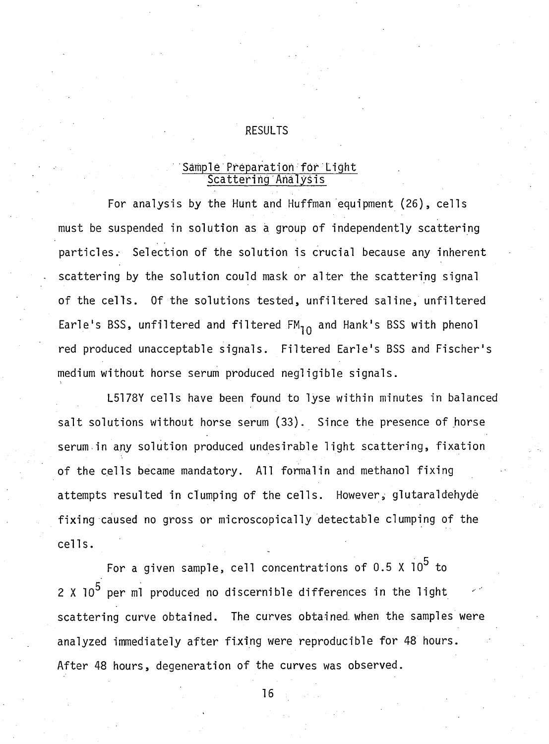# RESULTS

## Sample Preparation for Light Scattering Analysis

For analysis by the Hunt and Huffman equipment (26), cells must be suspended in solution as a group of independently scattering particles. Selection of the solution is crucial because any inherent scattering by the solution could mask or alter the scattering signal of the cells. Of the solutions tested, unfiltered saline, unfiltered Earle's BSS, unfiltered and filtered $FM_{10}$ and Hank's BSS with phenol red produced unacceptable signals. Filtered Earle's BSS and Fischer's medium without horse serum produced negligible signals.

L5178Y cells have been found to lyse within minutes in balanced salt solutions without horse serum (33). Since the presence of horse serum in any solution produced undesirable light scattering, fixation of the cells became mandatory. All formalin and methanol fixing attempts resulted in clumping of the cells. However, glutaraldehyde fixing caused no gross or microscopically detectable clumping of the cells.

For a given sample, cell concentrations of $0.5 \times 10^5$ to $2 \times 10^5$ per ml produced no discernible differences in the light scattering curve obtained. The curves obtained when the samples were analyzed immediately after fixing were reproducible for 48 hours. After 48 hours, degeneration of the curves was observed.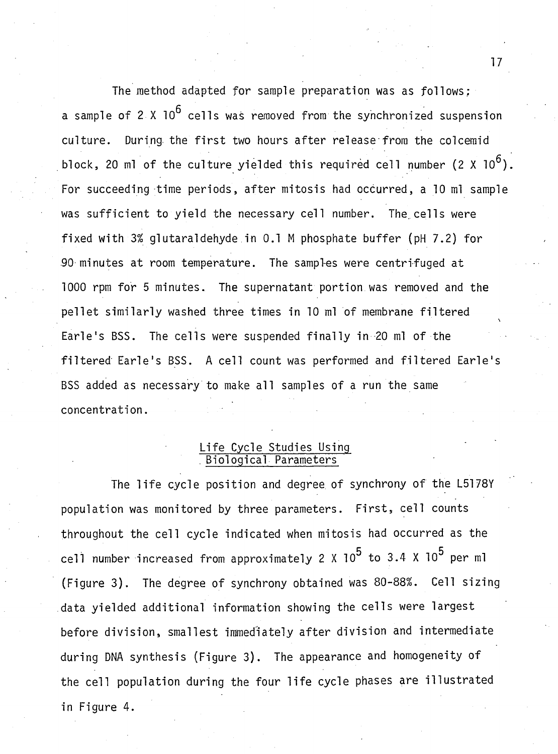The method adapted for sample preparation was as follows; a sample of $2 \times 10^6$ cells was removed from the synchronized suspension culture. During the first two hours after release from the colcemid block, 20 ml of the culture yielded this required cell number ($2 \times 10^6$). For succeeding time periods, after mitosis had occurred, a 10 ml sample was sufficient to yield the necessary cell number. The cells were fixed with 3% glutaraldehyde in 0.1 M phosphate buffer (pH 7.2) for 90 minutes at room temperature. The samples were centrifuged at 1000 rpm for 5 minutes. The supernatant portion was removed and the pellet similarly washed three times in 10 ml of membrane filtered Earle's BSS. The cells were suspended finally in 20 ml of the filtered Earle's BSS. A cell count was performed and filtered Earle's BSS added as necessary to make all samples of a run the same concentration.

## Life Cycle Studies Using Biological Parameters

The life cycle position and degree of synchrony of the L5178Y population was monitored by three parameters. First, cell counts throughout the cell cycle indicated when mitosis had occurred as the cell number increased from approximately $2 \times 10^5$ to $3.4 \times 10^5$ per ml (Figure 3). The degree of synchrony obtained was 80-88%. Cell sizing data yielded additional information showing the cells were largest before division, smallest immediately after division and intermediate during DNA synthesis (Figure 3). The appearance and homogeneity of the cell population during the four life cycle phases are illustrated in Figure 4.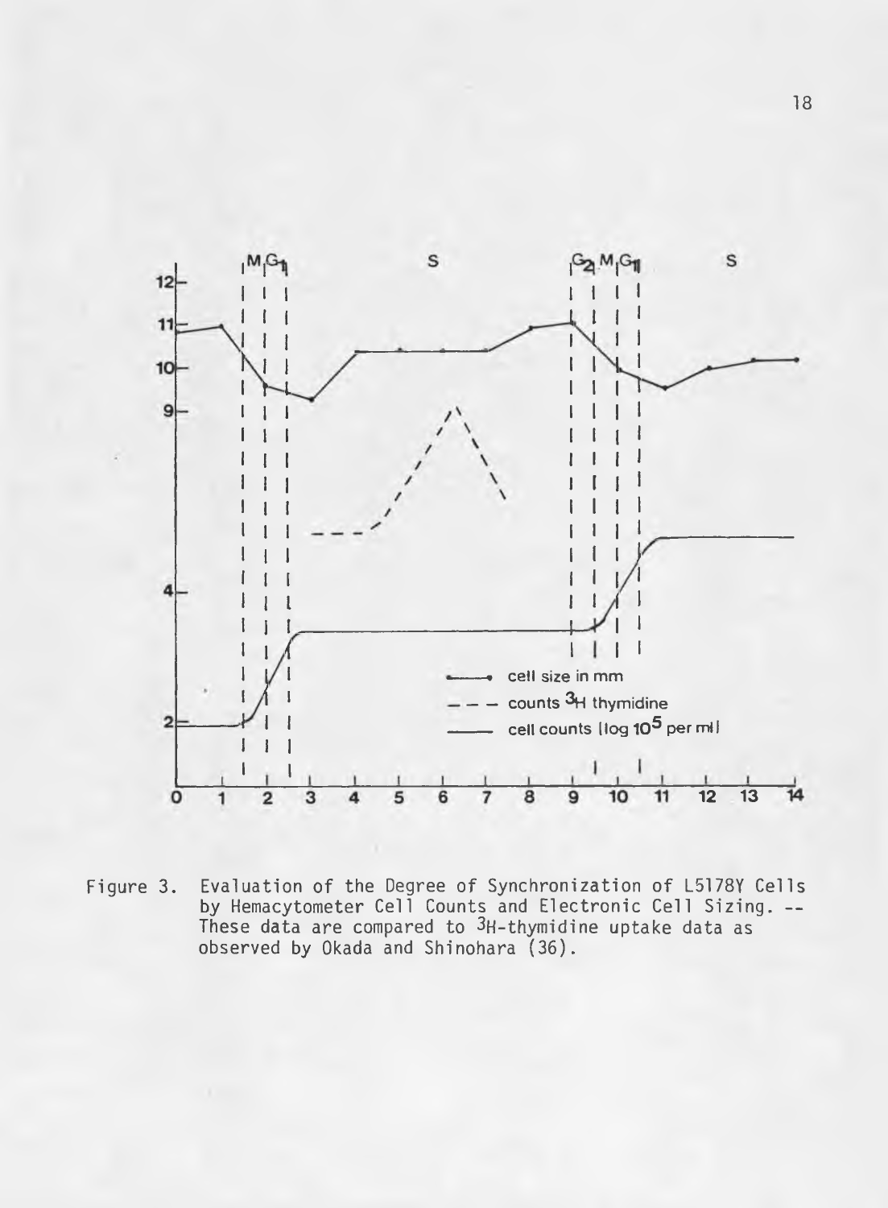Figure 3. Evaluation of the Degree of Synchronization of L5178Y Cells by Hemacytometer Cell Counts and Electronic Cell Sizing. -- These data are compared to $^3$H-thymidine uptake data as observed by Okada and Shinohara (36).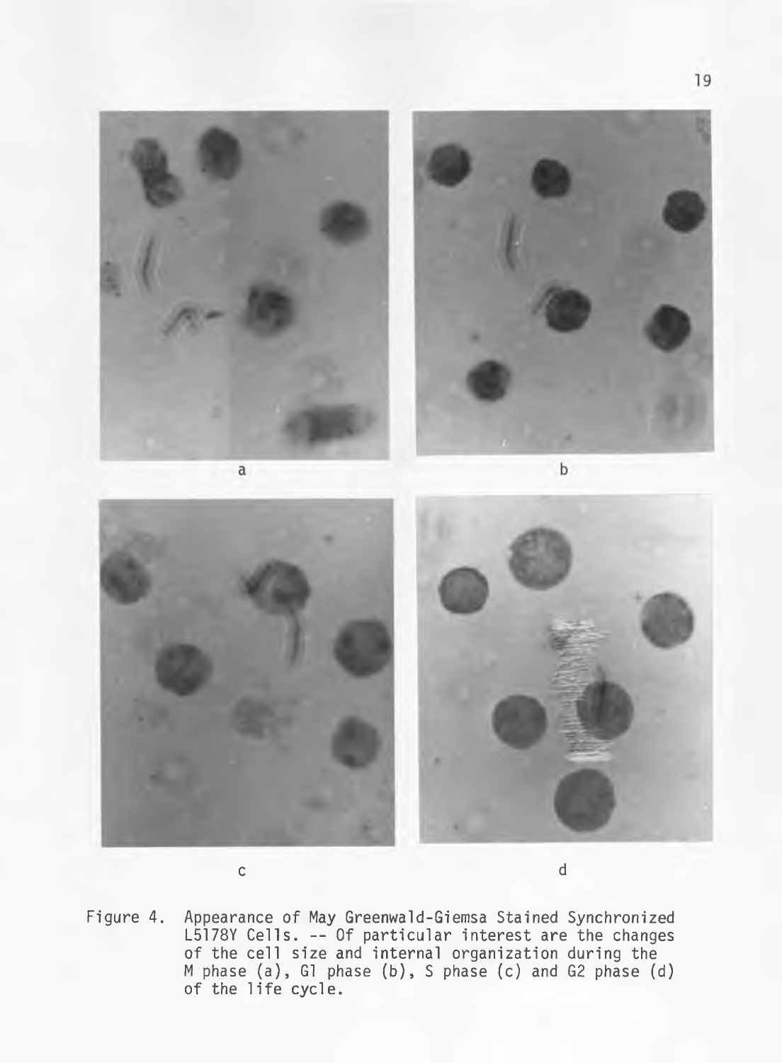a

b

c

d

Figure 4. Appearance of May Greenwald-Giemsa Stained Synchronized L5178Y Cells. -- Of particular interest are the changes of the cell size and internal organization during the M phase (a), G1 phase (b), S phase (c) and G2 phase (d) of the life cycle.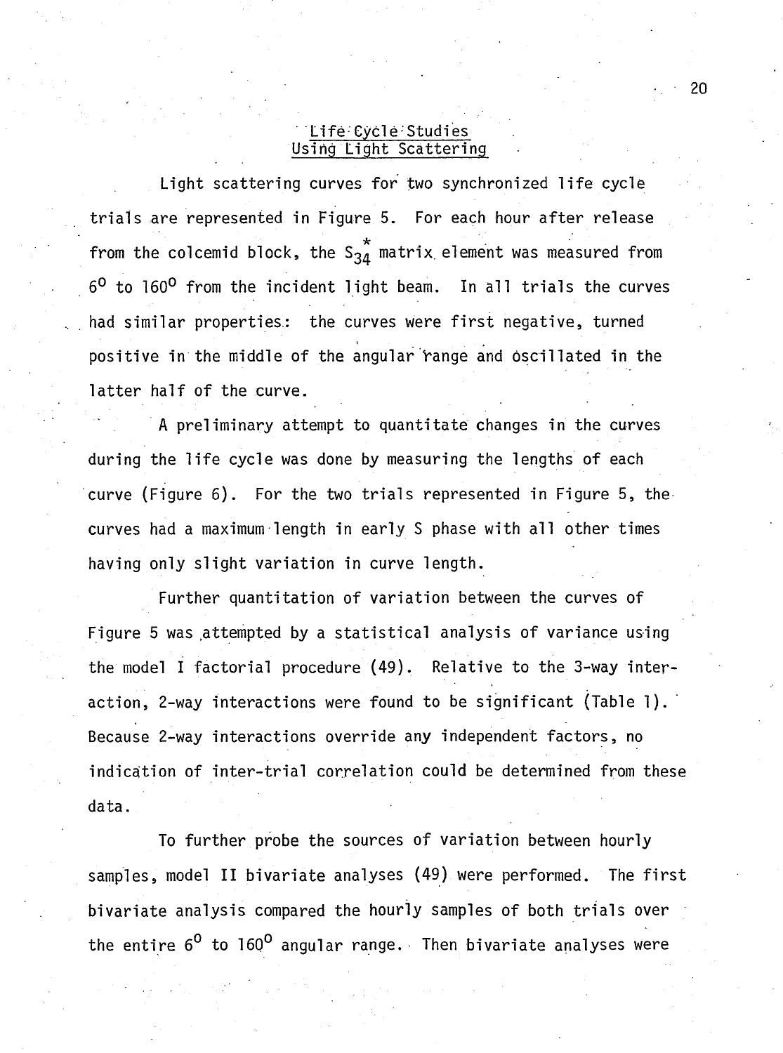## Life Cycle Studies Using Light Scattering

Light scattering curves for two synchronized life cycle trials are represented in Figure 5. For each hour after release from the colcemid block, the $S_{34}^{*}$ matrix element was measured from $6^{0}$ to $160^{0}$ from the incident light beam. In all trials the curves had similar properties: the curves were first negative, turned positive in the middle of the angular range and oscillated in the latter half of the curve.

A preliminary attempt to quantitate changes in the curves during the life cycle was done by measuring the lengths of each curve (Figure 6). For the two trials represented in Figure 5, the curves had a maximum length in early S phase with all other times having only slight variation in curve length.

Further quantitation of variation between the curves of Figure 5 was attempted by a statistical analysis of variance using the model I factorial procedure (49). Relative to the 3-way interaction, 2-way interactions were found to be significant (Table 1). Because 2-way interactions override any independent factors, no indication of inter-trial correlation could be determined from these data.

To further probe the sources of variation between hourly samples, model II bivariate analyses (49) were performed. The first bivariate analysis compared the hourly samples of both trials over the entire $6^{0}$ to $160^{0}$ angular range. Then bivariate analyses were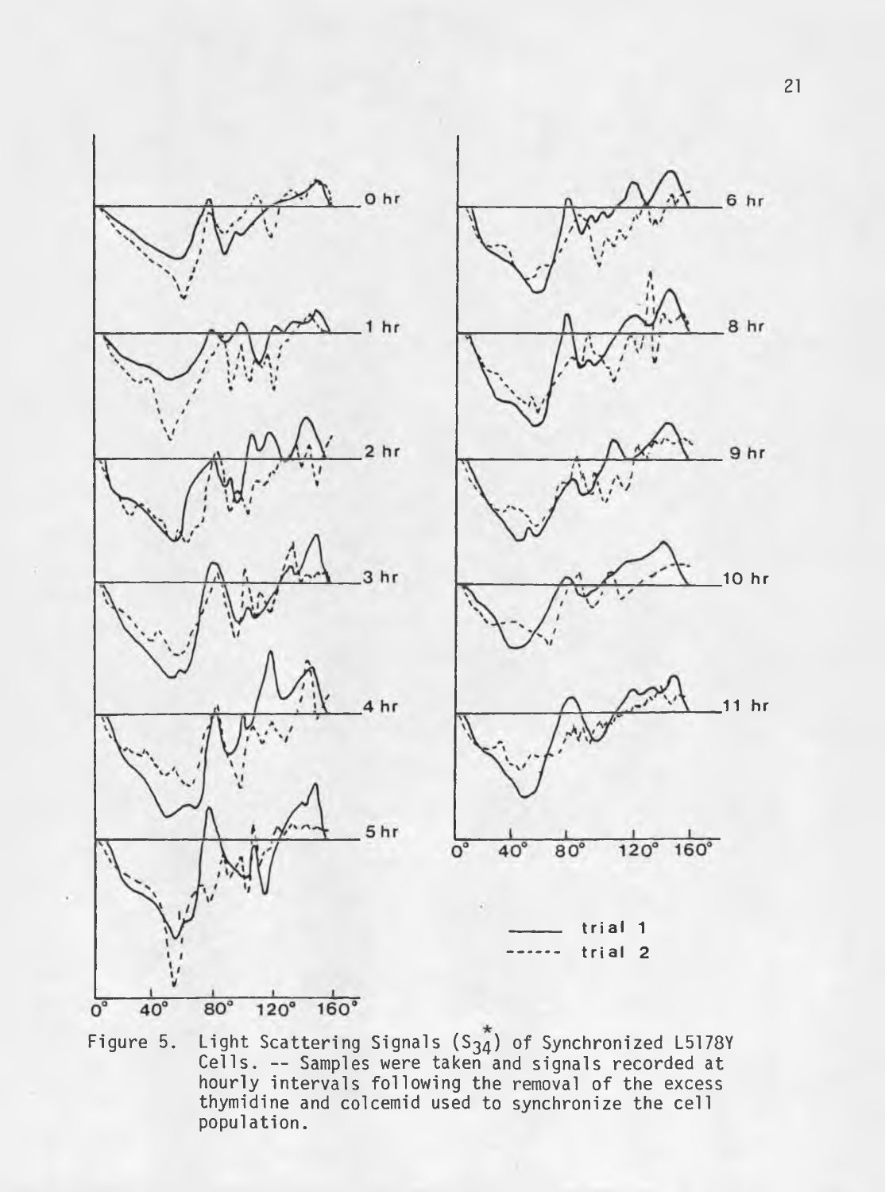Figure 5. Light Scattering Signals ($S_{34}^{*}$) of Synchronized L5178Y Cells. -- Samples were taken and signals recorded at hourly intervals following the removal of the excess thymidine and colcemid used to synchronize the cell population.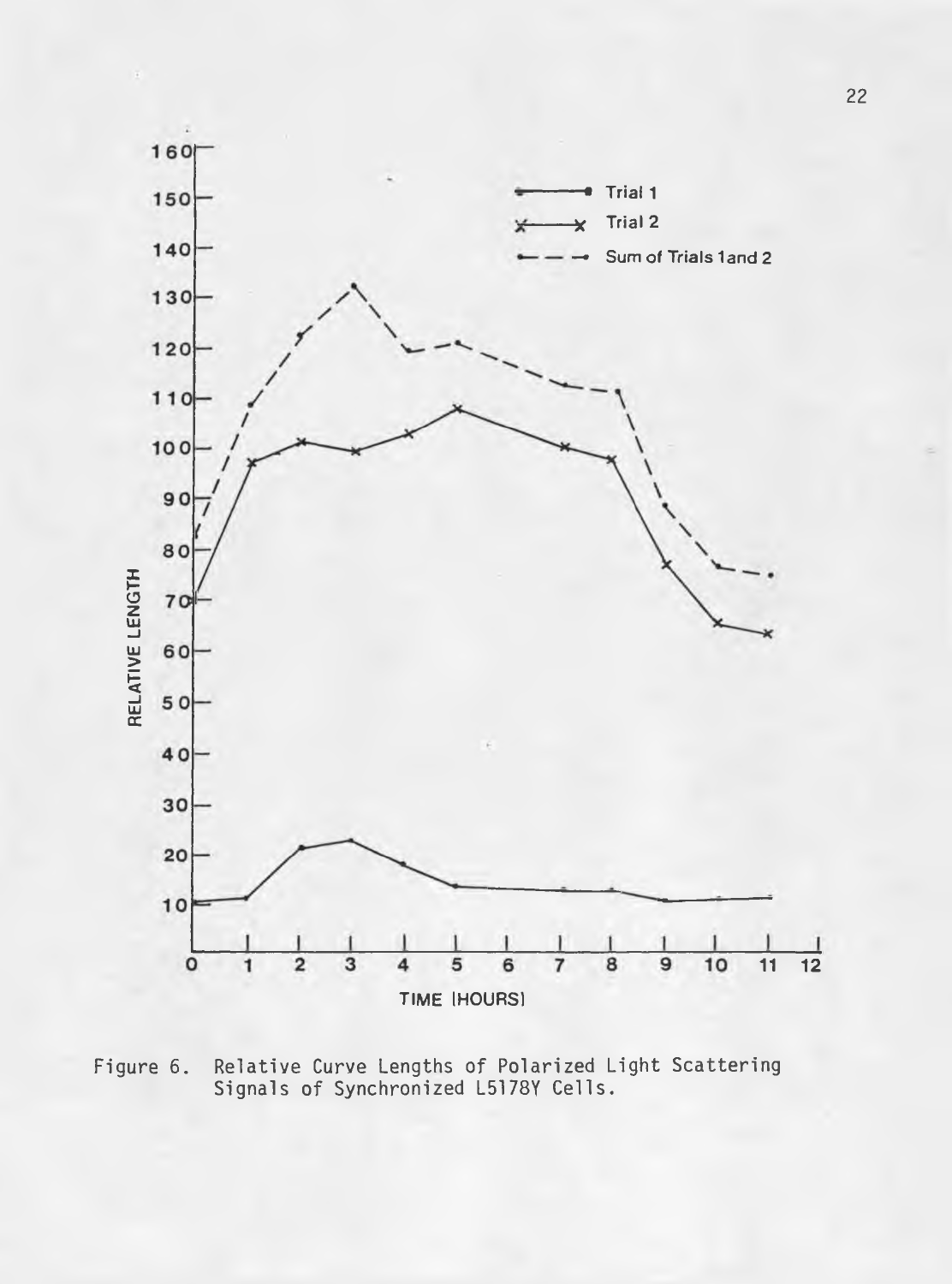Figure 6. Relative Curve Lengths of Polarized Light Scattering Signals of Synchronized L5178Y Cells.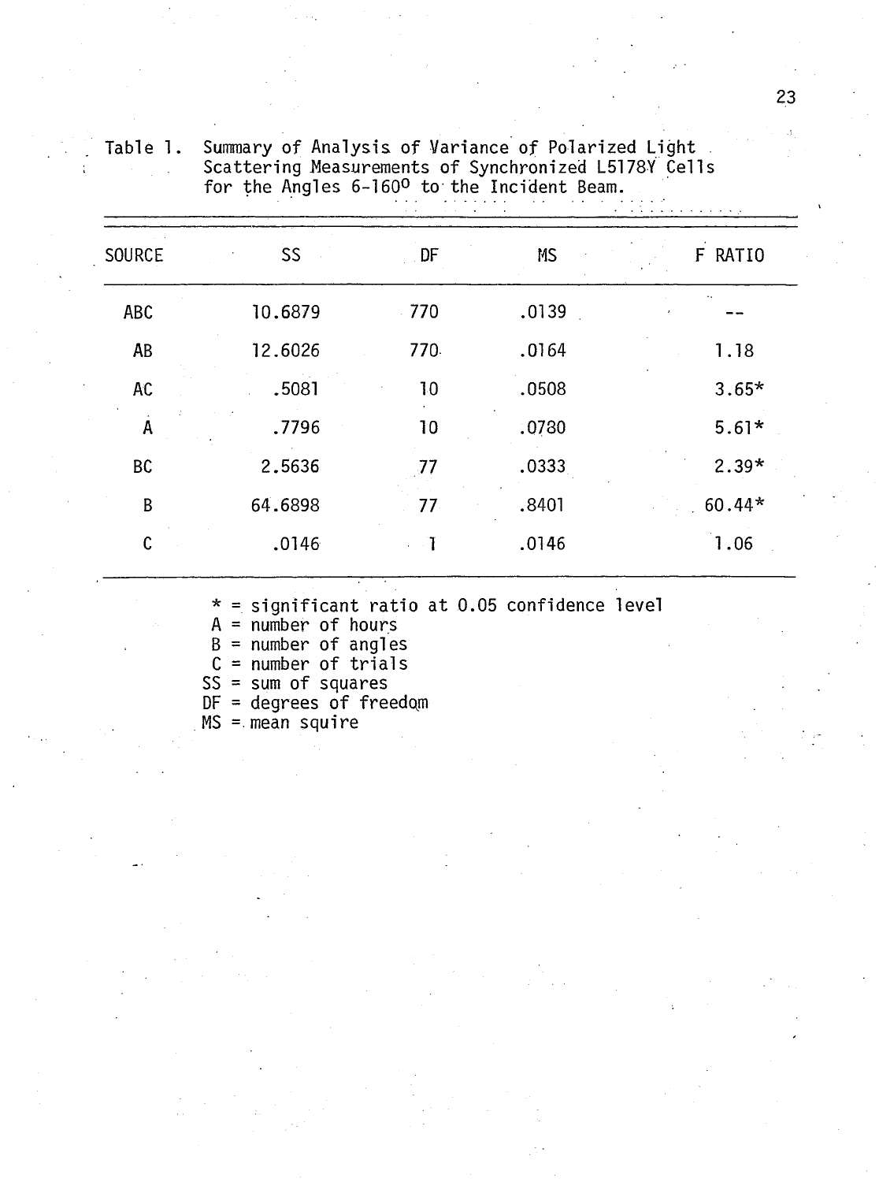Table 1. Summary of Analysis of Variance of Polarized Light Scattering Measurements of Synchronized L5178Y Cells for the Angles 6-160° to the Incident Beam.

| SOURCE | SS | DF | MS | F RATIO |
|---|---|---|---|---|
| ABC | 10.6879 | 770 | .0139 | -- |
| AB | 12.6026 | 770 | .0164 | 1.18 |
| AC | .5081 | 10 | .0508 | 3.65* |
| A | .7796 | 10 | .0780 | 5.61* |
| BC | 2.5636 | 77 | .0333 | 2.39* |
| B | 64.6898 | 77 | .8401 | 60.44* |
| C | .0146 | 1 | .0146 | 1.06 |

* = significant ratio at 0.05 confidence level
A = number of hours
B = number of angles
C = number of trials
SS = sum of squares
DF = degrees of freedom
MS = mean squire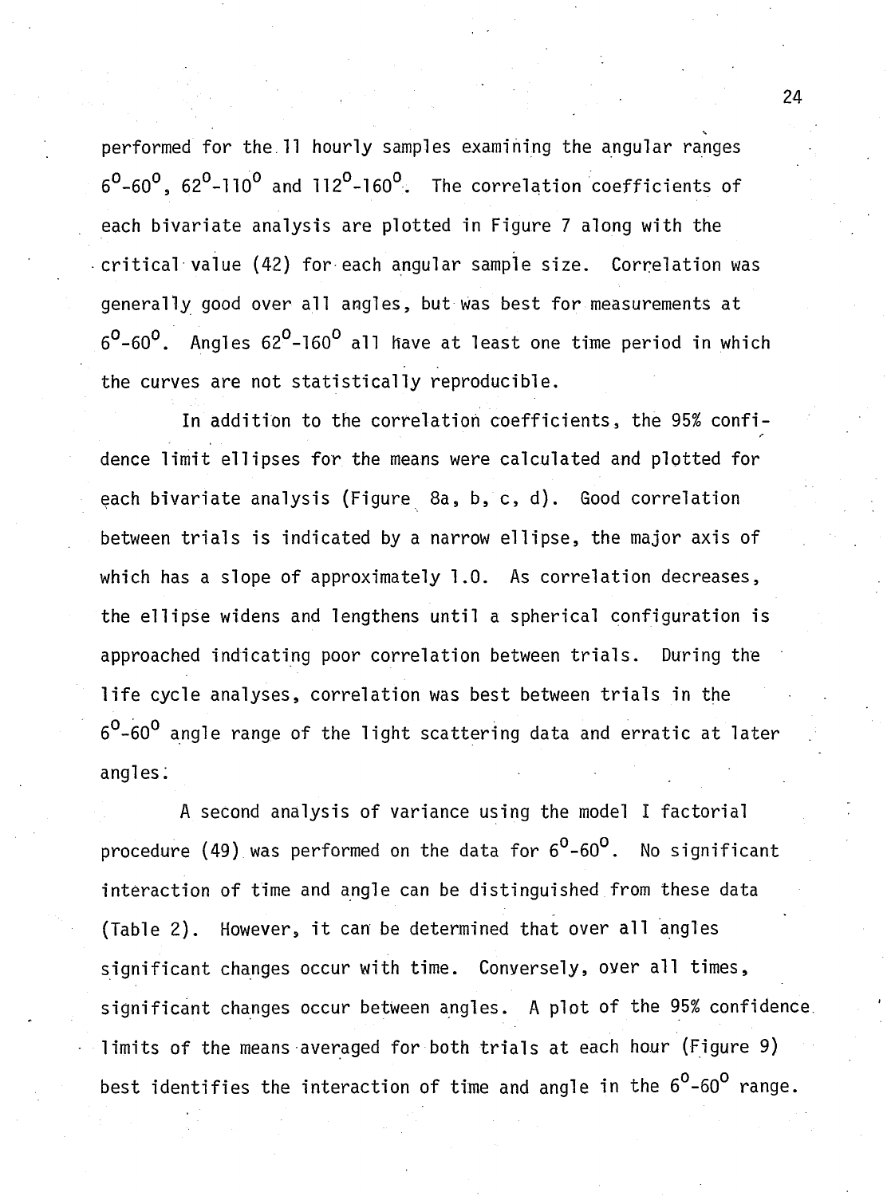performed for the 11 hourly samples examining the angular ranges $6^{0}$-$60^{0}$, $62^{0}$-$110^{0}$ and $112^{0}$-$160^{0}$. The correlation coefficients of each bivariate analysis are plotted in Figure 7 along with the critical value (42) for each angular sample size. Correlation was generally good over all angles, but was best for measurements at $6^{0}$-$60^{0}$. Angles $62^{0}$-$160^{0}$ all have at least one time period in which the curves are not statistically reproducible.

In addition to the correlation coefficients, the 95% confidence limit ellipses for the means were calculated and plotted for each bivariate analysis (Figure 8a, b, c, d). Good correlation between trials is indicated by a narrow ellipse, the major axis of which has a slope of approximately 1.0. As correlation decreases, the ellipse widens and lengthens until a spherical configuration is approached indicating poor correlation between trials. During the life cycle analyses, correlation was best between trials in the $6^{0}$-$60^{0}$ angle range of the light scattering data and erratic at later angles.

A second analysis of variance using the model I factorial procedure (49) was performed on the data for $6^{0}$-$60^{0}$. No significant interaction of time and angle can be distinguished from these data (Table 2). However, it can be determined that over all angles significant changes occur with time. Conversely, over all times, significant changes occur between angles. A plot of the 95% confidence limits of the means averaged for both trials at each hour (Figure 9) best identifies the interaction of time and angle in the $6^{0}$-$60^{0}$ range.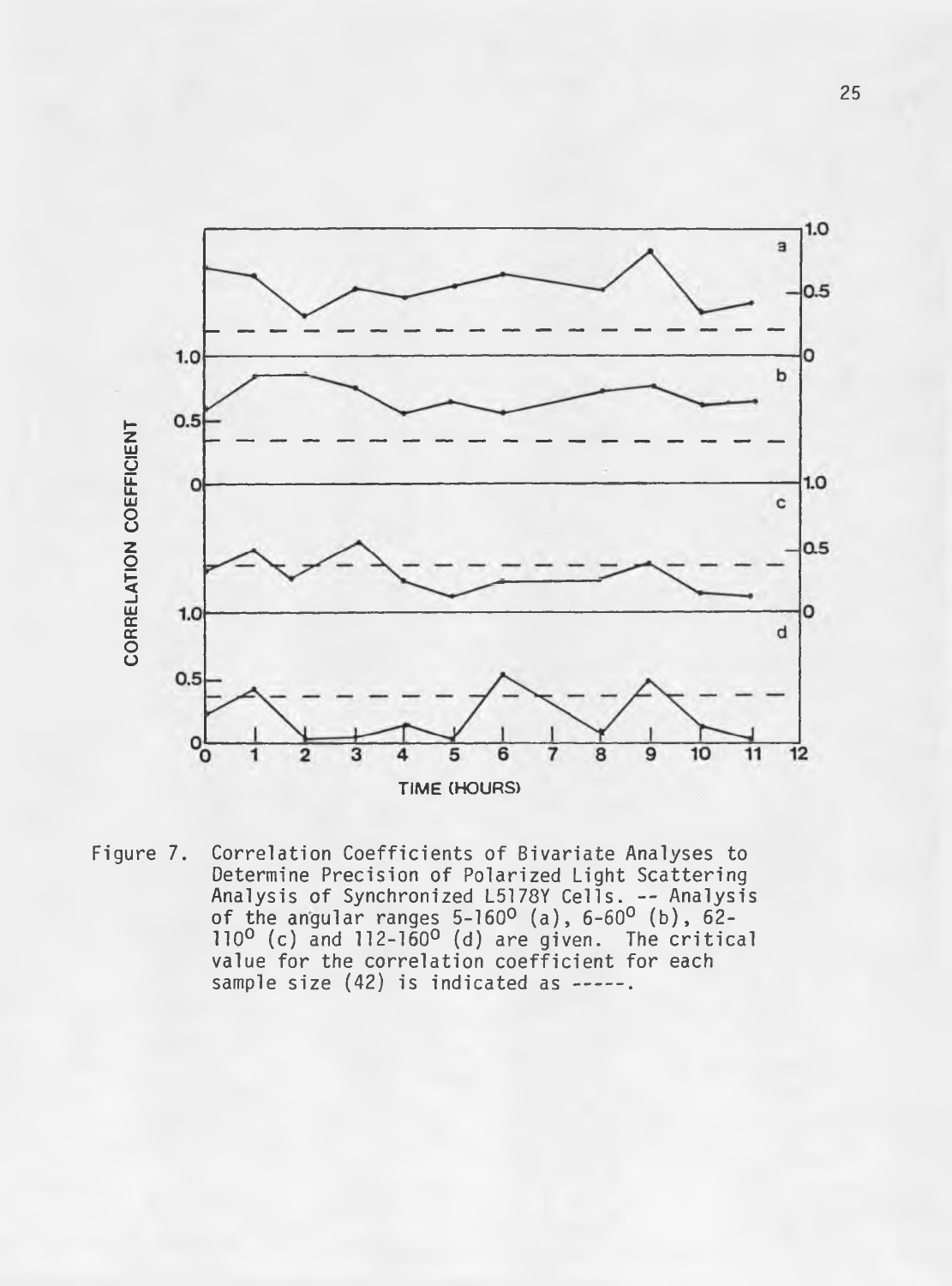Figure 7. Correlation Coefficients of Bivariate Analyses to Determine Precision of Polarized Light Scattering Analysis of Synchronized L5178Y Cells. -- Analysis of the angular ranges 5-160° (a), 6-60° (b), 62-110° (c) and 112-160° (d) are given. The critical value for the correlation coefficient for each sample size (42) is indicated as -----.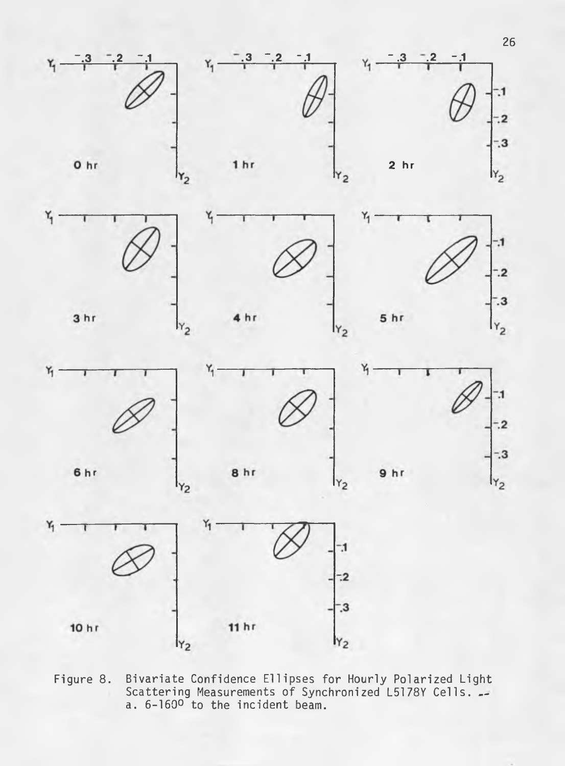Figure 8. Bivariate Confidence Ellipses for Hourly Polarized Light Scattering Measurements of Synchronized L5178Y Cells. -- a. 6-160° to the incident beam.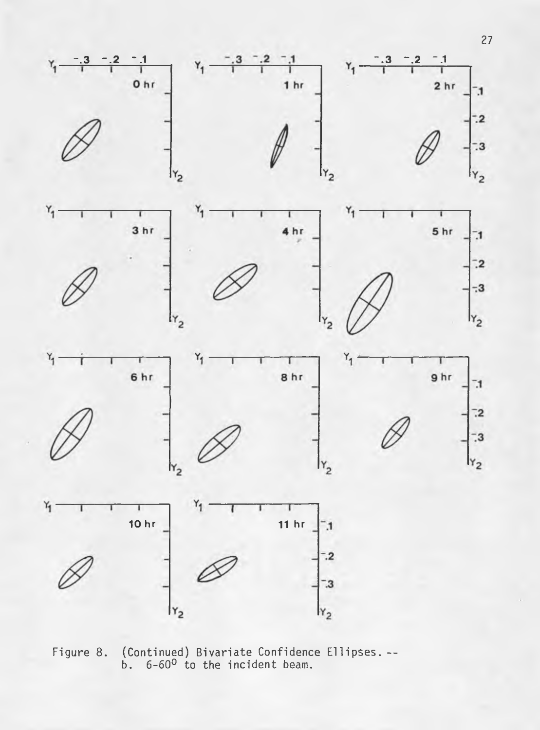Figure 8. (Continued) Bivariate Confidence Ellipses. -- b. 6-60$^{o}$ to the incident beam.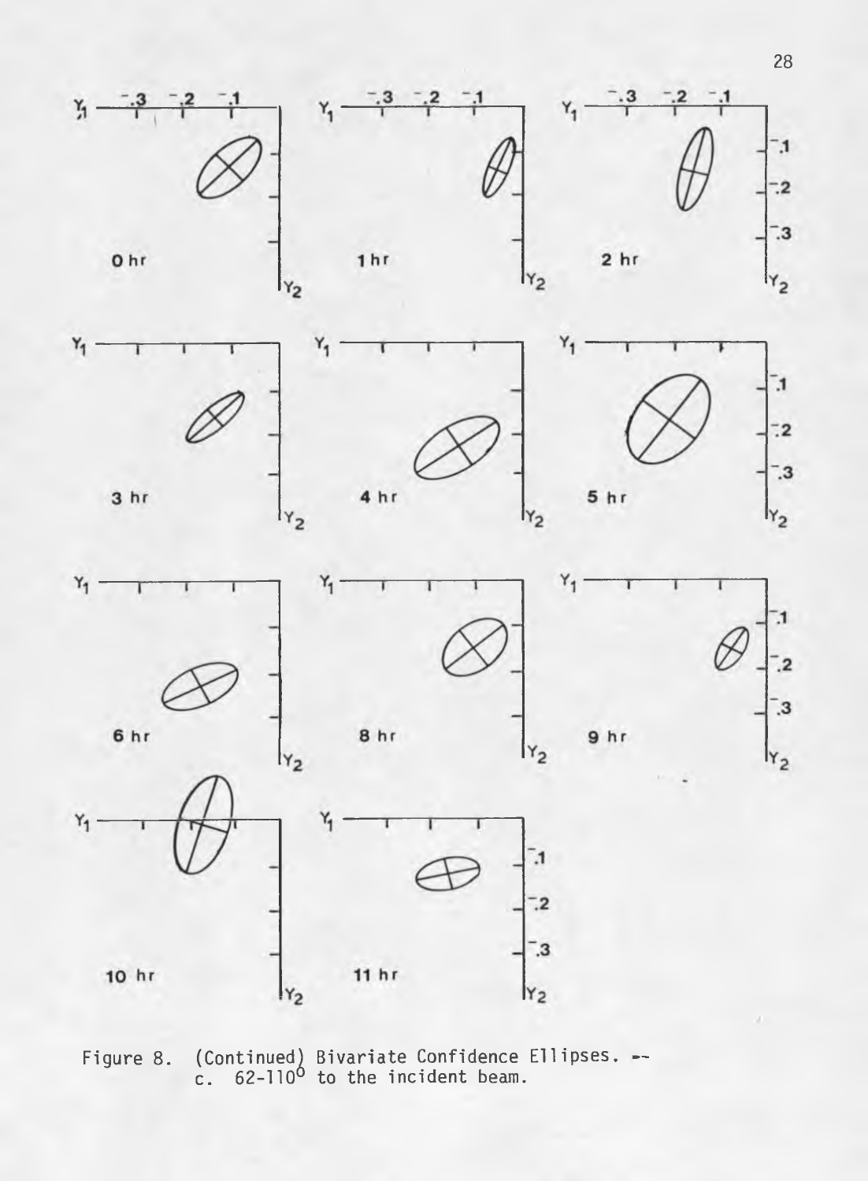Figure 8. (Continued) Bivariate Confidence Ellipses. -- c. 62-110° to the incident beam.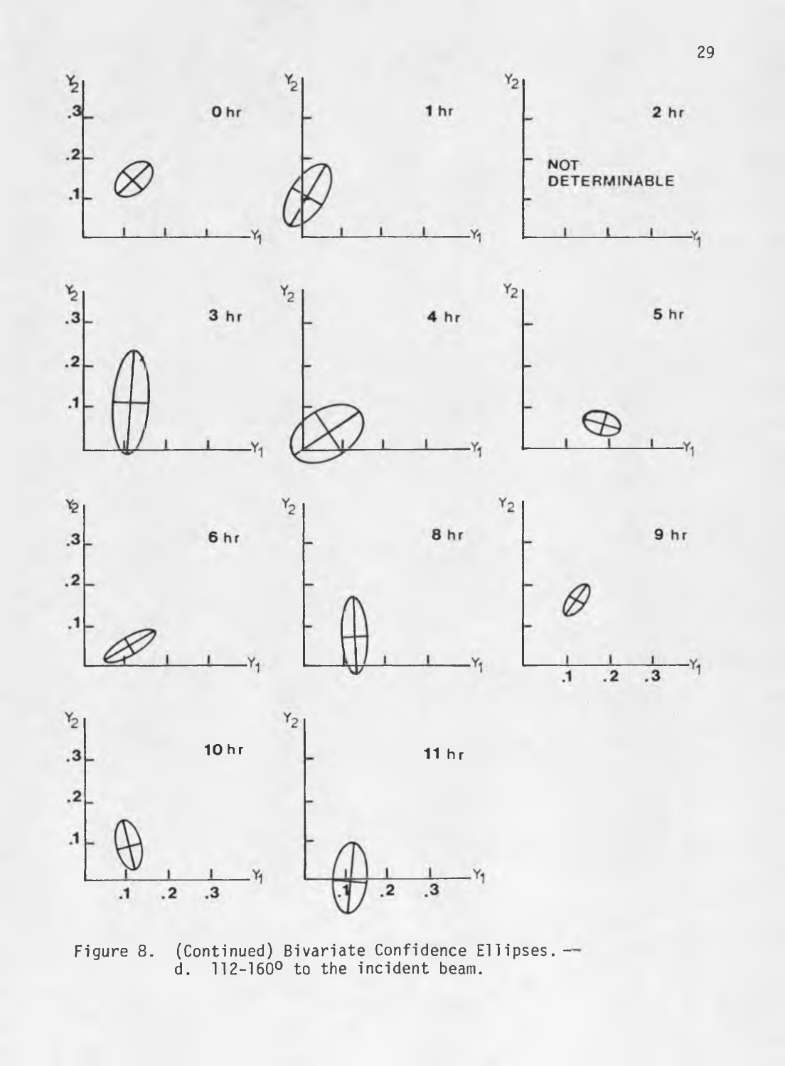Figure 8. (Continued) Bivariate Confidence Ellipses. — d. 112-160° to the incident beam.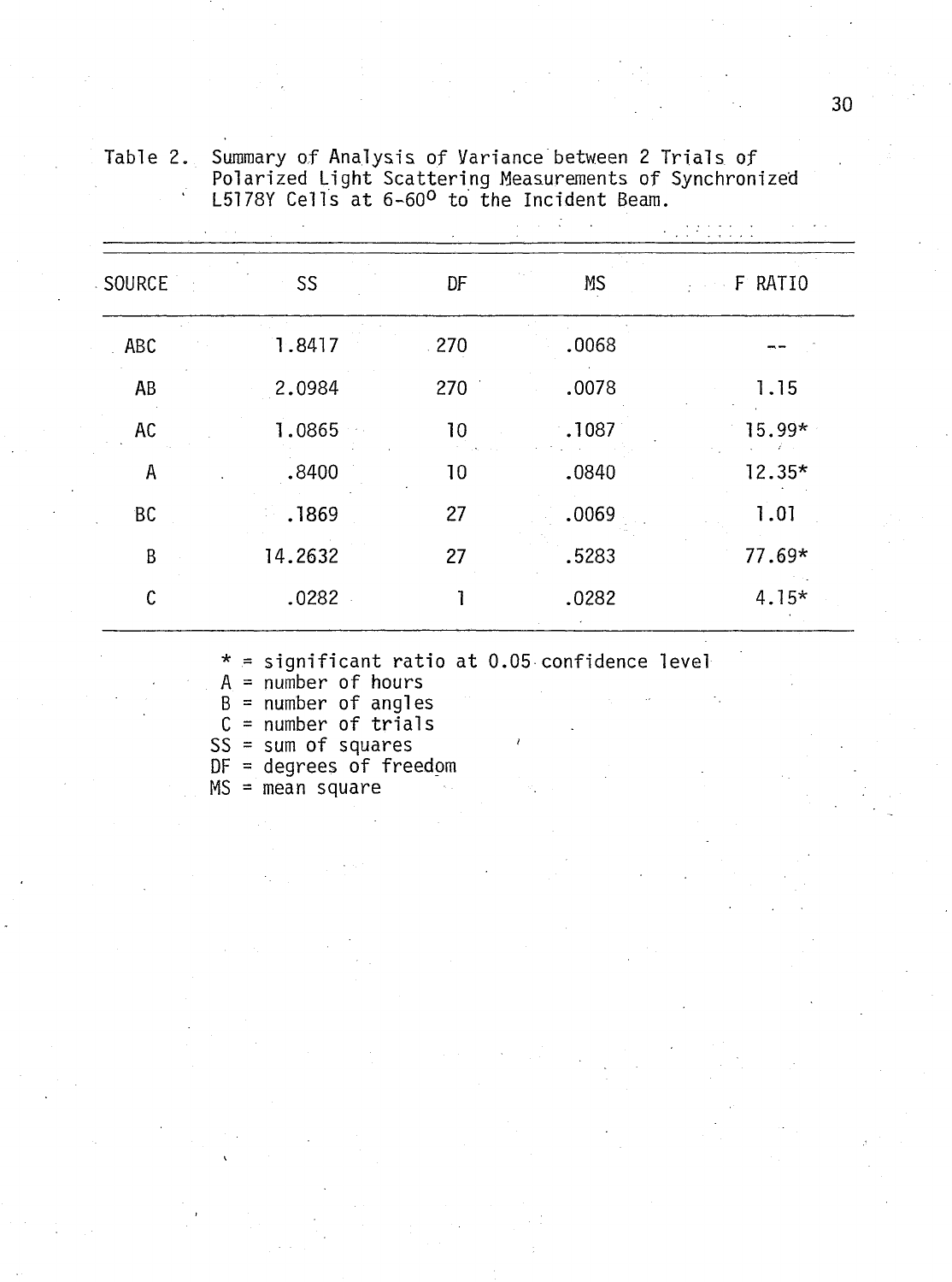Table 2. Summary of Analysis of Variance between 2 Trials of Polarized Light Scattering Measurements of Synchronized L5178Y Cells at 6-60$^{o}$ to the Incident Beam.

| SOURCE | SS | DF | MS | F RATIO |
|---|---|---|---|---|
| ABC | 1.8417 | 270 | .0068 | -- |
| AB | 2.0984 | 270 | .0078 | 1.15 |
| AC | 1.0865 | 10 | .1087 | 15.99* |
| A | .8400 | 10 | .0840 | 12.35* |
| BC | .1869 | 27 | .0069 | 1.01 |
| B | 14.2632 | 27 | .5283 | 77.69* |
| C | .0282 | 1 | .0282 | 4.15* |

\* = significant ratio at 0.05 confidence level
A = number of hours
B = number of angles
C = number of trials
SS = sum of squares
DF = degrees of freedom
MS = mean square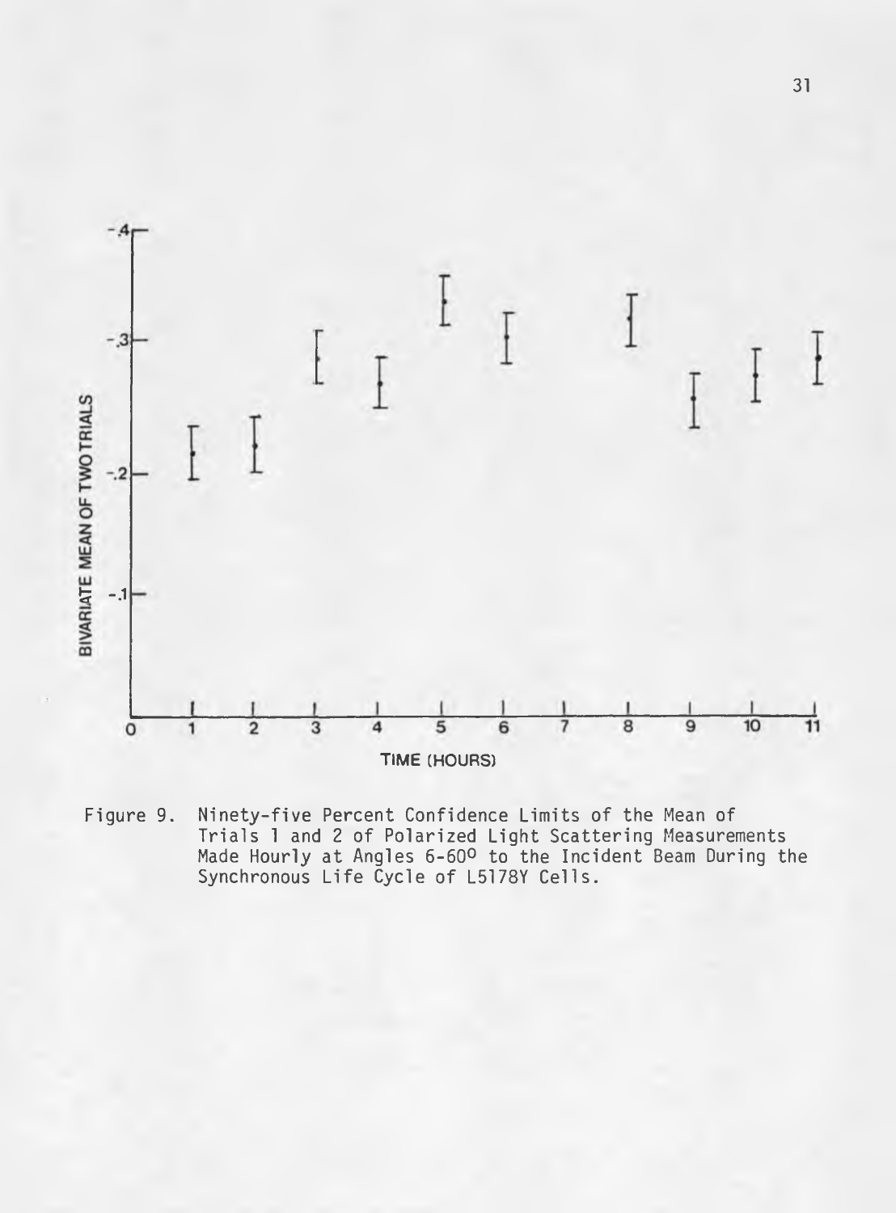Figure 9. Ninety-five Percent Confidence Limits of the Mean of Trials 1 and 2 of Polarized Light Scattering Measurements Made Hourly at Angles 6-60$^{o}$ to the Incident Beam During the Synchronous Life Cycle of L5178Y Cells.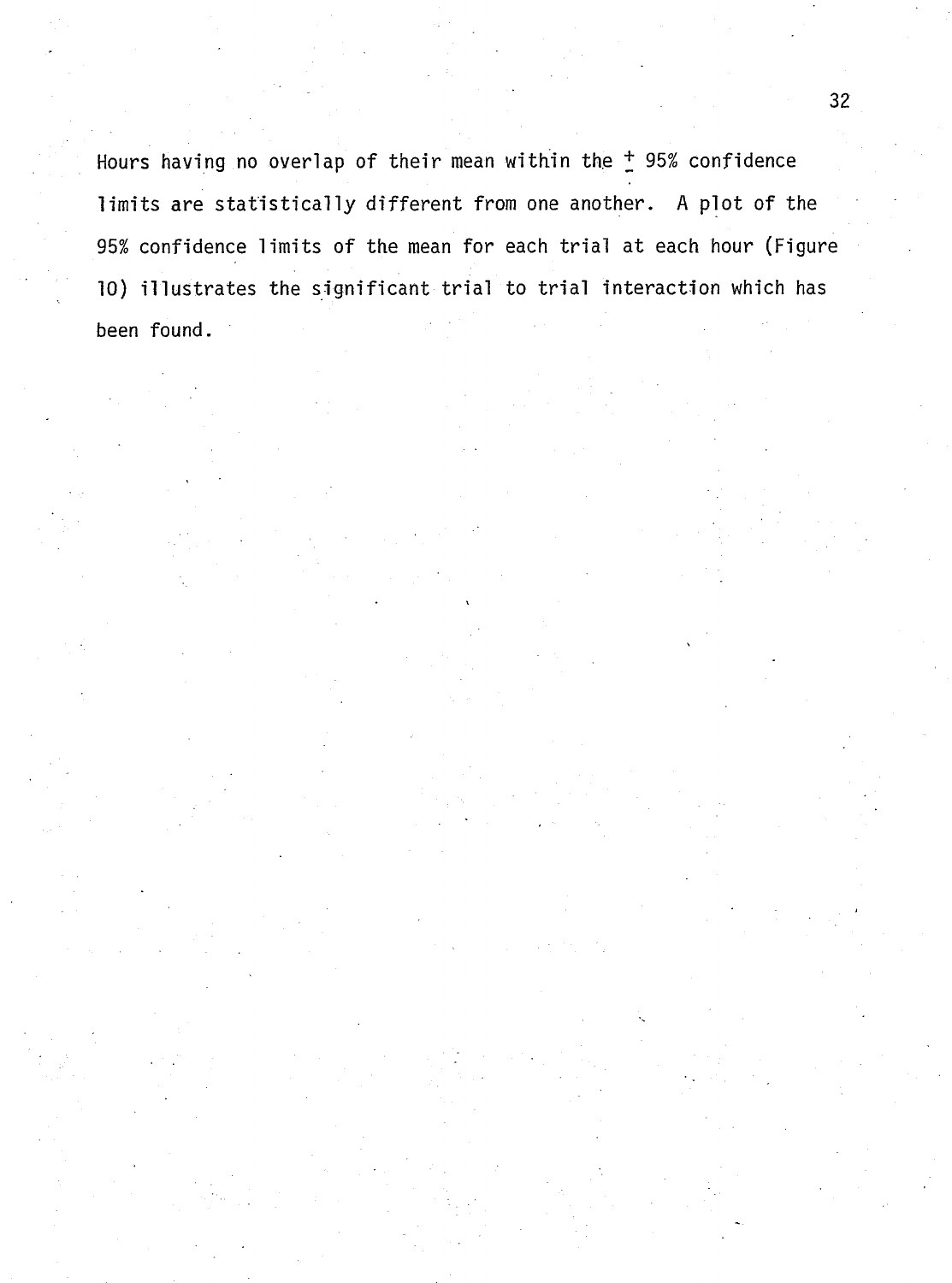Hours having no overlap of their mean within the $\pm$ 95% confidence limits are statistically different from one another. A plot of the 95% confidence limits of the mean for each trial at each hour (Figure 10) illustrates the significant trial to trial interaction which has been found.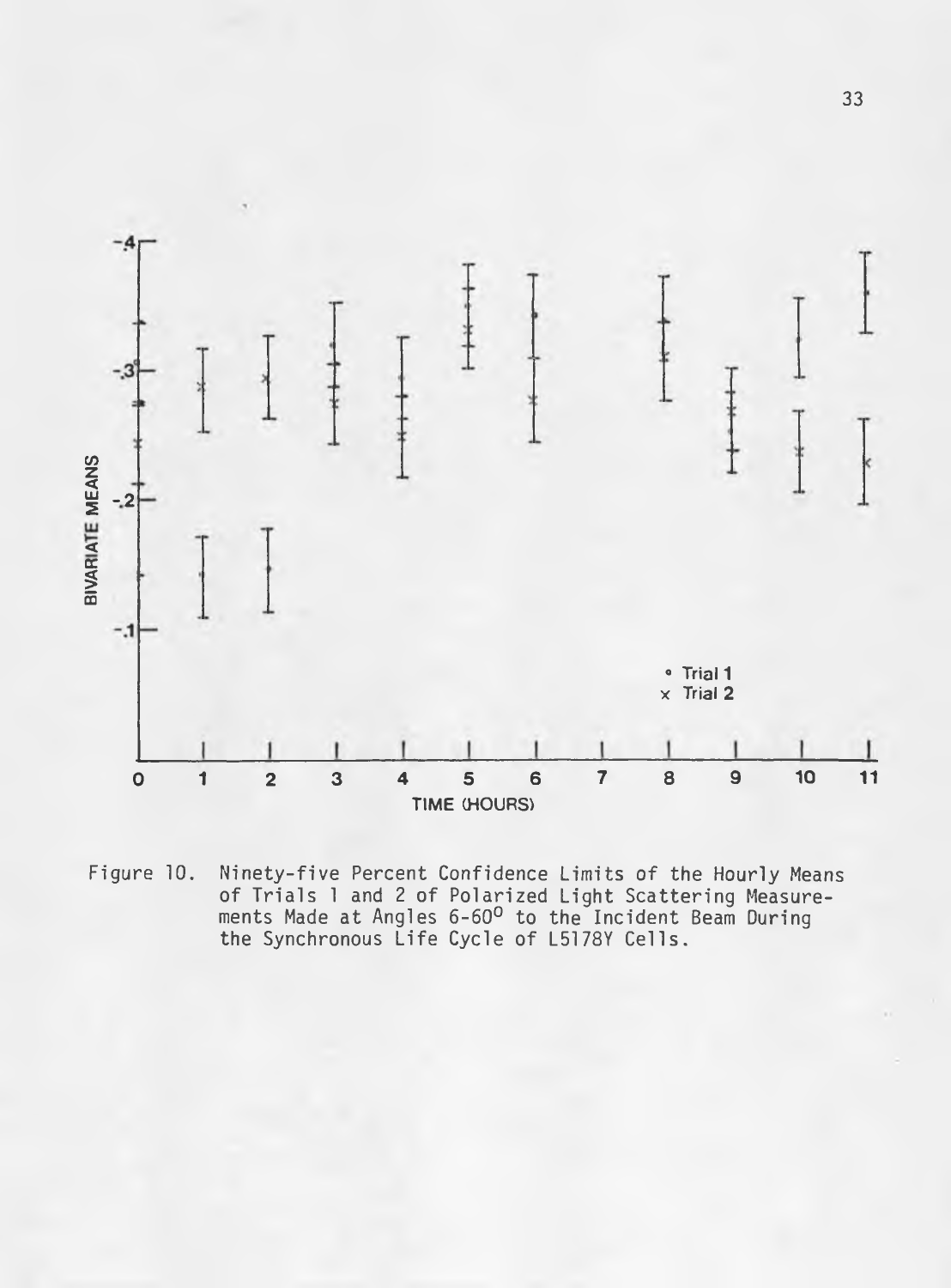Figure 10. Ninety-five Percent Confidence Limits of the Hourly Means of Trials 1 and 2 of Polarized Light Scattering Measurements Made at Angles 6-60$^{0}$ to the Incident Beam During the Synchronous Life Cycle of L5178Y Cells.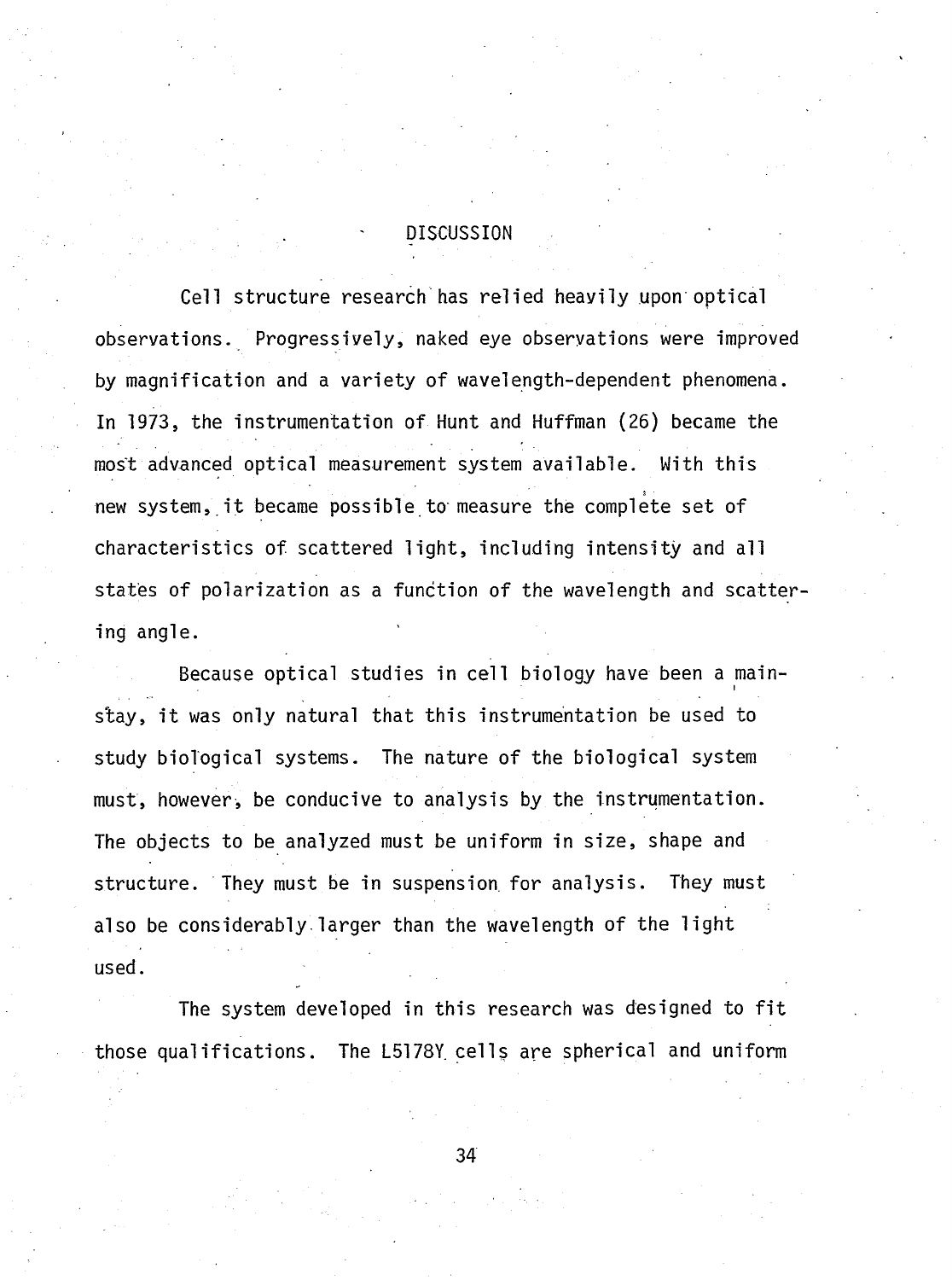# DISCUSSION

Cell structure research has relied heavily upon optical observations. Progressively, naked eye observations were improved by magnification and a variety of wavelength-dependent phenomena. In 1973, the instrumentation of Hunt and Huffman (26) became the most advanced optical measurement system available. With this new system, it became possible to measure the complete set of characteristics of scattered light, including intensity and all states of polarization as a function of the wavelength and scattering angle.

Because optical studies in cell biology have been a mainstay, it was only natural that this instrumentation be used to study biological systems. The nature of the biological system must, however, be conducive to analysis by the instrumentation. The objects to be analyzed must be uniform in size, shape and structure. They must be in suspension for analysis. They must also be considerably larger than the wavelength of the light used.

The system developed in this research was designed to fit those qualifications. The L5178Y cells are spherical and uniform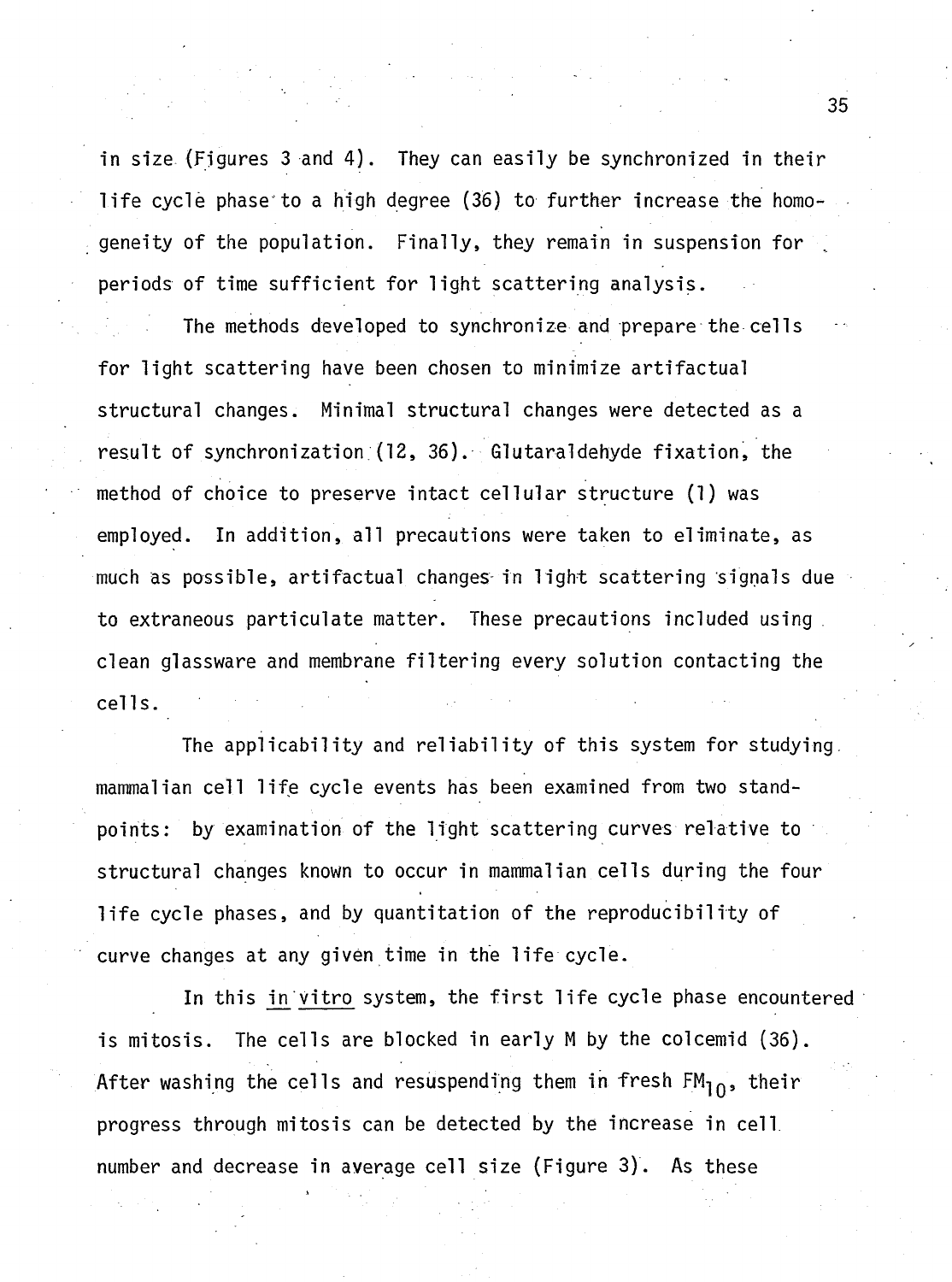in size (Figures 3 and 4). They can easily be synchronized in their life cycle phase to a high degree (36) to further increase the homogeneity of the population. Finally, they remain in suspension for periods of time sufficient for light scattering analysis.

The methods developed to synchronize and prepare the cells for light scattering have been chosen to minimize artifactual structural changes. Minimal structural changes were detected as a result of synchronization (12, 36). Glutaraldehyde fixation, the method of choice to preserve intact cellular structure (1) was employed. In addition, all precautions were taken to eliminate, as much as possible, artifactual changes in light scattering signals due to extraneous particulate matter. These precautions included using clean glassware and membrane filtering every solution contacting the cells.

The applicability and reliability of this system for studying mammalian cell life cycle events has been examined from two standpoints: by examination of the light scattering curves relative to structural changes known to occur in mammalian cells during the four life cycle phases, and by quantitation of the reproducibility of curve changes at any given time in the life cycle.

In this <u>in vitro</u> system, the first life cycle phase encountered is mitosis. The cells are blocked in early M by the colcemid (36). After washing the cells and resuspending them in fresh $FM_{10}$, their progress through mitosis can be detected by the increase in cell number and decrease in average cell size (Figure 3). As these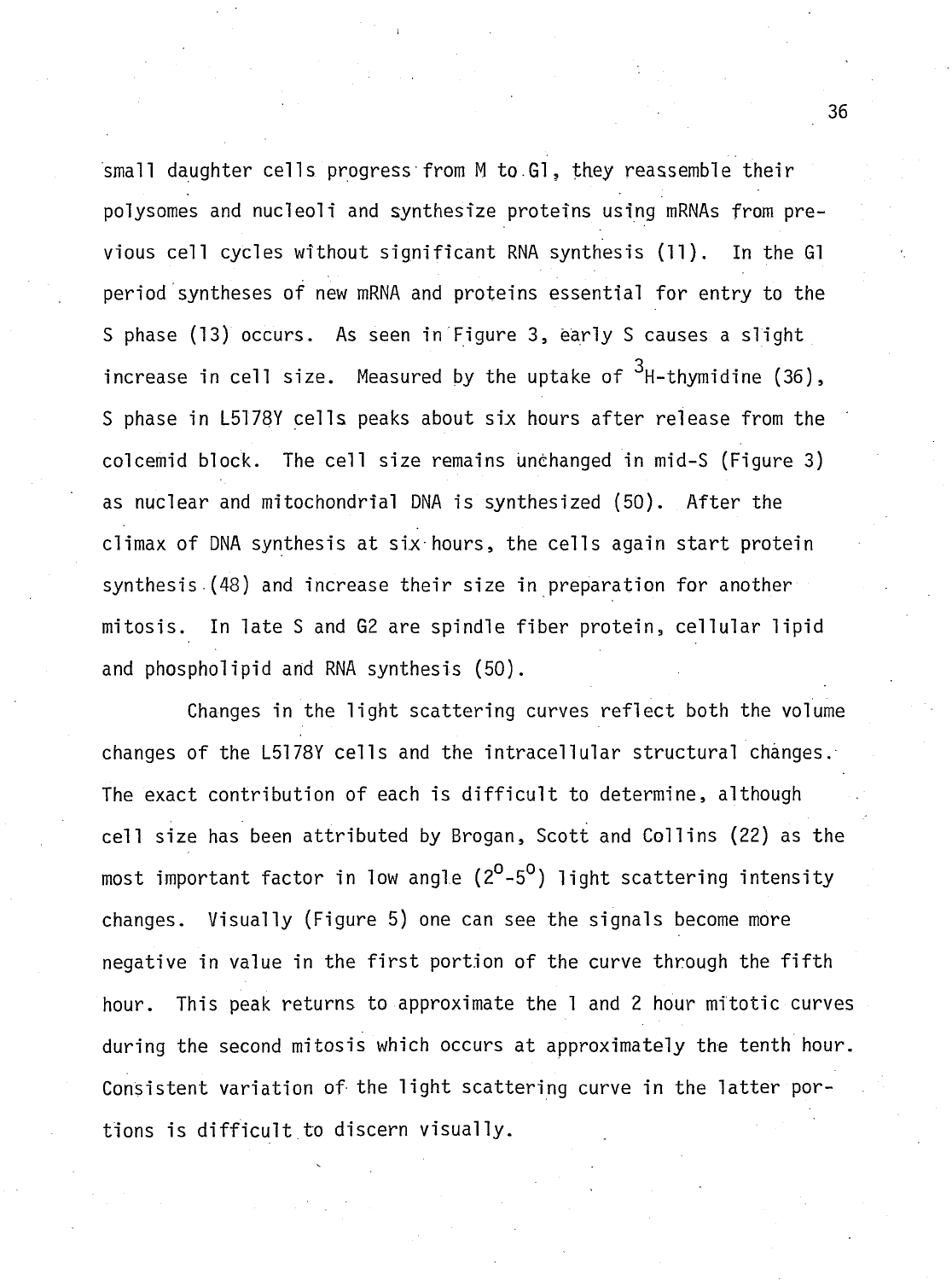small daughter cells progress from M to G1, they reassemble their polysomes and nucleoli and synthesize proteins using mRNAs from previous cell cycles without significant RNA synthesis (11). In the G1 period syntheses of new mRNA and proteins essential for entry to the S phase (13) occurs. As seen in Figure 3, early S causes a slight increase in cell size. Measured by the uptake of $^3$H-thymidine (36), S phase in L5178Y cells peaks about six hours after release from the colcemid block. The cell size remains unchanged in mid-S (Figure 3) as nuclear and mitochondrial DNA is synthesized (50). After the climax of DNA synthesis at six hours, the cells again start protein synthesis (48) and increase their size in preparation for another mitosis. In late S and G2 are spindle fiber protein, cellular lipid and phospholipid and RNA synthesis (50).

Changes in the light scattering curves reflect both the volume changes of the L5178Y cells and the intracellular structural changes. The exact contribution of each is difficult to determine, although cell size has been attributed by Brogan, Scott and Collins (22) as the most important factor in low angle ($2^o$-$5^o$) light scattering intensity changes. Visually (Figure 5) one can see the signals become more negative in value in the first portion of the curve through the fifth hour. This peak returns to approximate the 1 and 2 hour mitotic curves during the second mitosis which occurs at approximately the tenth hour. Consistent variation of the light scattering curve in the latter portions is difficult to discern visually.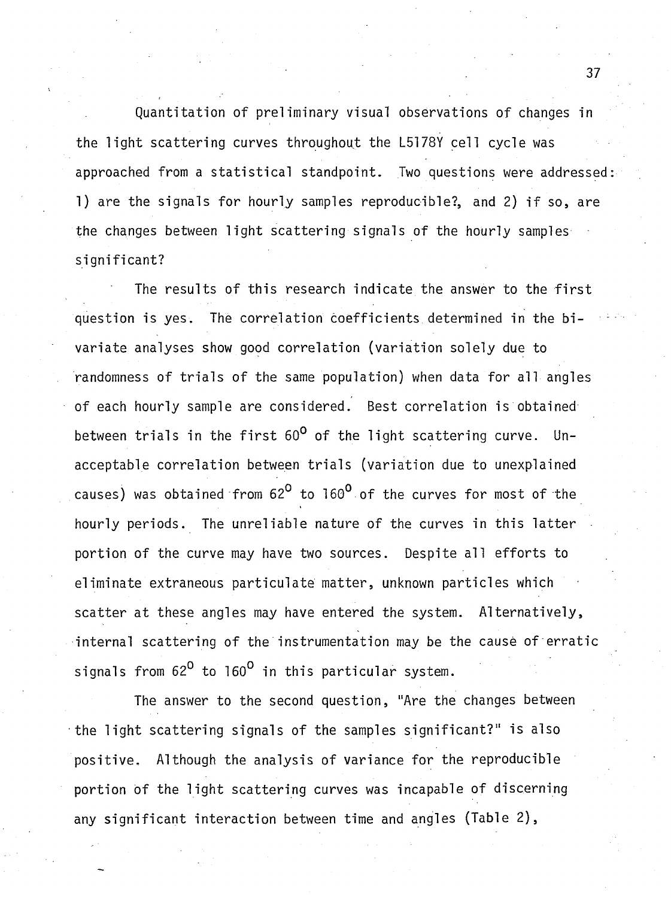Quantitation of preliminary visual observations of changes in the light scattering curves throughout the L5178Y cell cycle was approached from a statistical standpoint. Two questions were addressed: 1) are the signals for hourly samples reproducible?, and 2) if so, are the changes between light scattering signals of the hourly samples significant?

The results of this research indicate the answer to the first question is yes. The correlation coefficients determined in the bivariate analyses show good correlation (variation solely due to randomness of trials of the same population) when data for all angles of each hourly sample are considered. Best correlation is obtained between trials in the first $60^{\circ}$ of the light scattering curve. Unacceptable correlation between trials (variation due to unexplained causes) was obtained from $62^{\circ}$ to $160^{\circ}$ of the curves for most of the hourly periods. The unreliable nature of the curves in this latter portion of the curve may have two sources. Despite all efforts to eliminate extraneous particulate matter, unknown particles which scatter at these angles may have entered the system. Alternatively, internal scattering of the instrumentation may be the cause of erratic signals from $62^{\circ}$ to $160^{\circ}$ in this particular system.

The answer to the second question, "Are the changes between the light scattering signals of the samples significant?" is also positive. Although the analysis of variance for the reproducible portion of the light scattering curves was incapable of discerning any significant interaction between time and angles (Table 2),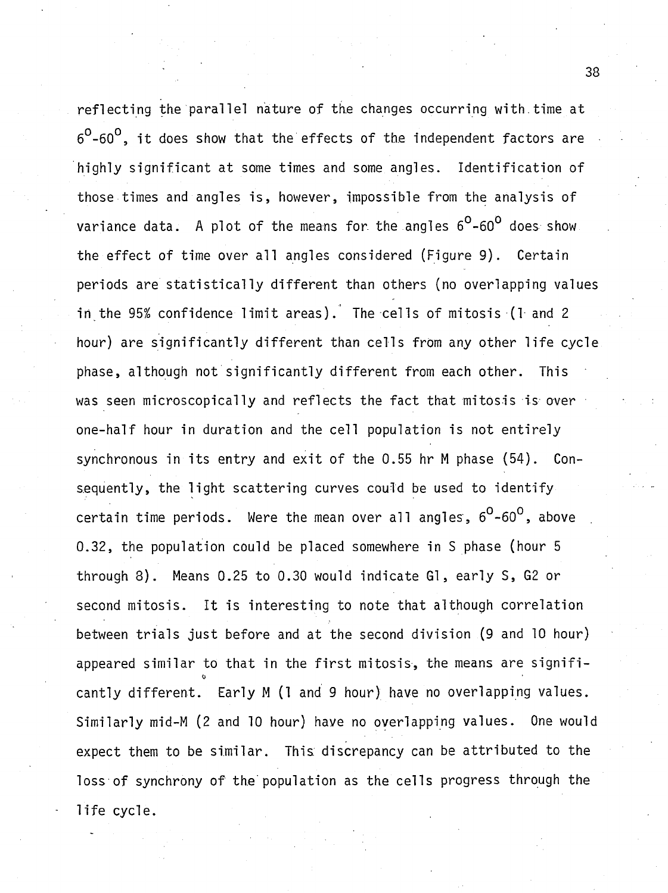reflecting the parallel nature of the changes occurring with time at $6^{o}$-$60^{o}$, it does show that the effects of the independent factors are highly significant at some times and some angles. Identification of those times and angles is, however, impossible from the analysis of variance data. A plot of the means for the angles $6^{o}$-$60^{o}$ does show the effect of time over all angles considered (Figure 9). Certain periods are statistically different than others (no overlapping values in the 95% confidence limit areas). The cells of mitosis (1 and 2 hour) are significantly different than cells from any other life cycle phase, although not significantly different from each other. This was seen microscopically and reflects the fact that mitosis is over one-half hour in duration and the cell population is not entirely synchronous in its entry and exit of the 0.55 hr M phase (54). Consequently, the light scattering curves could be used to identify certain time periods. Were the mean over all angles, $6^{o}$-$60^{o}$, above 0.32, the population could be placed somewhere in S phase (hour 5 through 8). Means 0.25 to 0.30 would indicate G1, early S, G2 or second mitosis. It is interesting to note that although correlation between trials just before and at the second division (9 and 10 hour) appeared similar to that in the first mitosis, the means are significantly different. Early M (1 and 9 hour) have no overlapping values. Similarly mid-M (2 and 10 hour) have no overlapping values. One would expect them to be similar. This discrepancy can be attributed to the loss of synchrony of the population as the cells progress through the life cycle.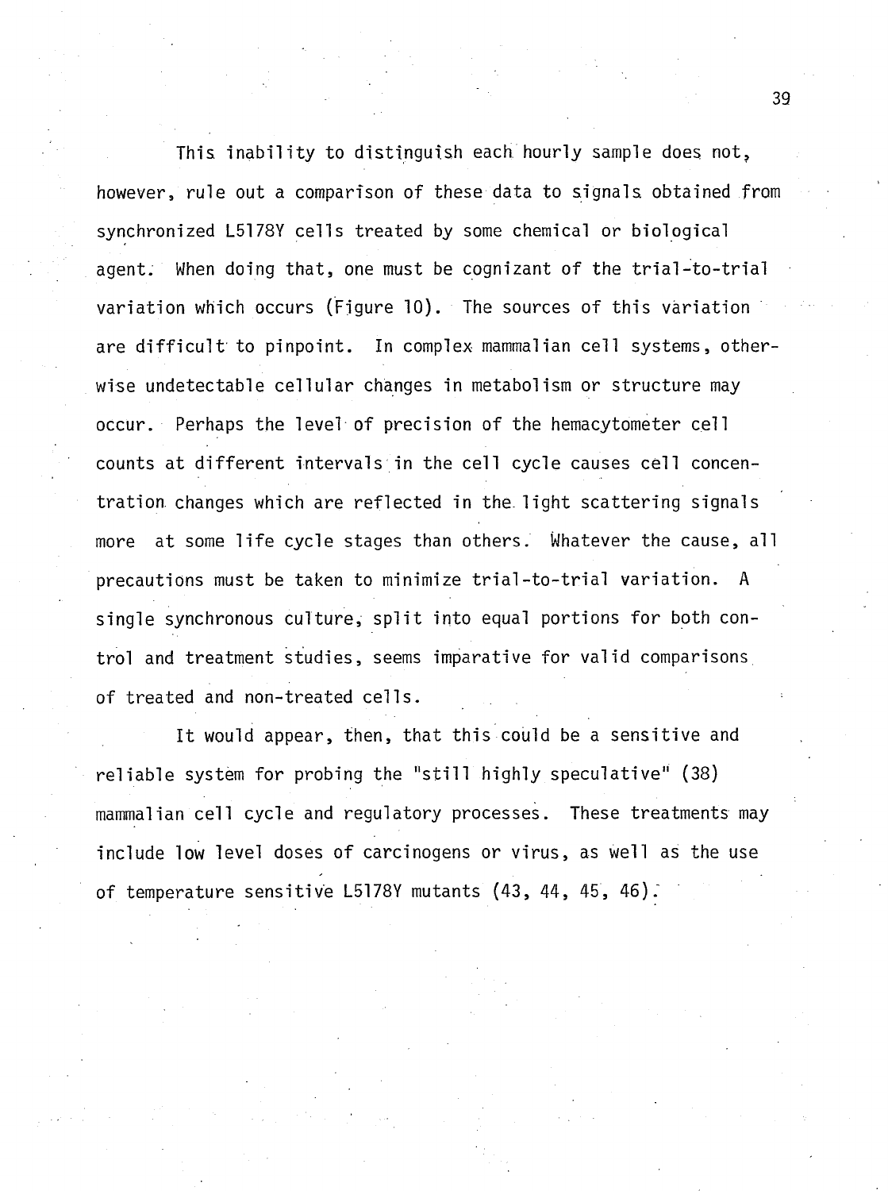This inability to distinguish each hourly sample does not, however, rule out a comparison of these data to signals obtained from synchronized L5178Y cells treated by some chemical or biological agent. When doing that, one must be cognizant of the trial-to-trial variation which occurs (Figure 10). The sources of this variation are difficult to pinpoint. In complex mammalian cell systems, otherwise undetectable cellular changes in metabolism or structure may occur. Perhaps the level of precision of the hemacytometer cell counts at different intervals in the cell cycle causes cell concentration changes which are reflected in the light scattering signals more at some life cycle stages than others. Whatever the cause, all precautions must be taken to minimize trial-to-trial variation. A single synchronous culture, split into equal portions for both control and treatment studies, seems imparative for valid comparisons of treated and non-treated cells.

It would appear, then, that this could be a sensitive and reliable system for probing the "still highly speculative" (38) mammalian cell cycle and regulatory processes. These treatments may include low level doses of carcinogens or virus, as well as the use of temperature sensitive L5178Y mutants (43, 44, 45, 46).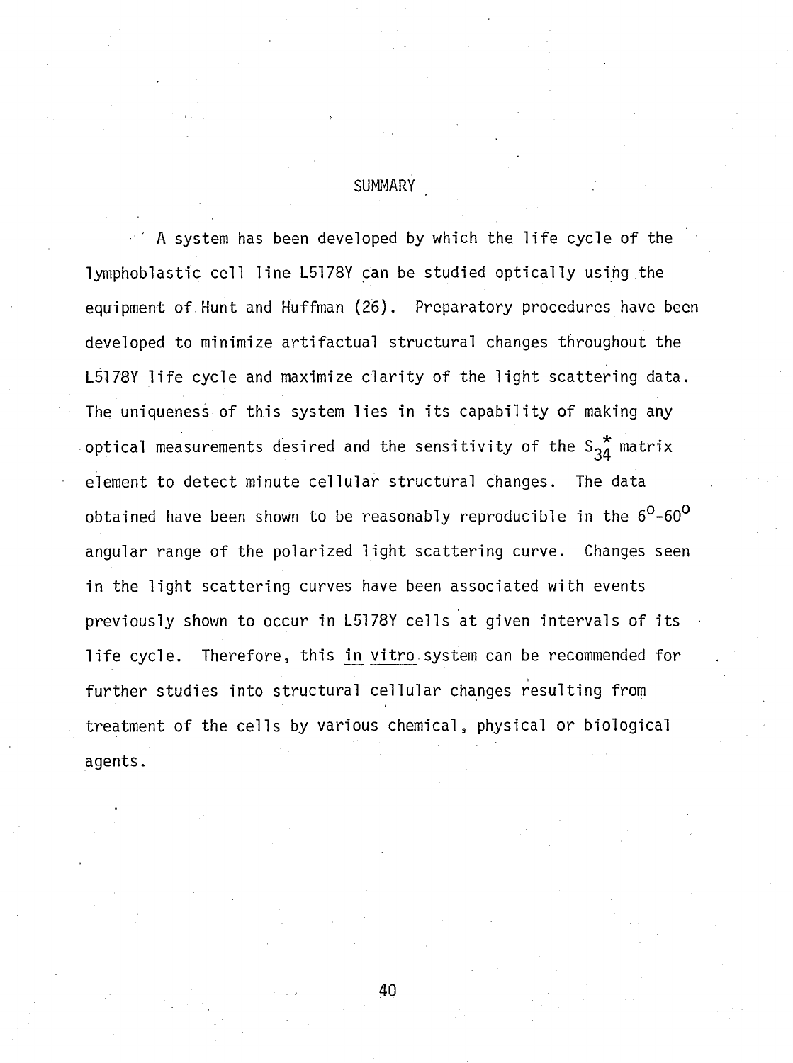# SUMMARY

A system has been developed by which the life cycle of the lymphoblastic cell line L5178Y can be studied optically using the equipment of Hunt and Huffman (26). Preparatory procedures have been developed to minimize artifactual structural changes throughout the L5178Y life cycle and maximize clarity of the light scattering data. The uniqueness of this system lies in its capability of making any optical measurements desired and the sensitivity of the $S_{34}^{*}$ matrix element to detect minute cellular structural changes. The data obtained have been shown to be reasonably reproducible in the $6^{o}$-$60^{o}$ angular range of the polarized light scattering curve. Changes seen in the light scattering curves have been associated with events previously shown to occur in L5178Y cells at given intervals of its life cycle. Therefore, this _in vitro_ system can be recommended for further studies into structural cellular changes resulting from treatment of the cells by various chemical, physical or biological agents.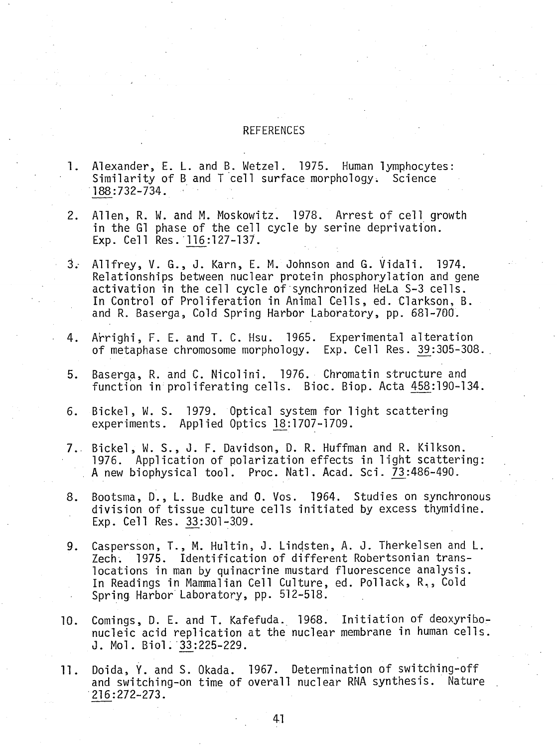# REFERENCES

1. Alexander, E. L. and B. Wetzel. 1975. Human lymphocytes: Similarity of B and T cell surface morphology. Science 188:732-734.

2. Allen, R. W. and M. Moskowitz. 1978. Arrest of cell growth in the G1 phase of the cell cycle by serine deprivation. Exp. Cell Res. 116:127-137.

3. Allfrey, V. G., J. Karn, E. M. Johnson and G. Vidali. 1974. Relationships between nuclear protein phosphorylation and gene activation in the cell cycle of synchronized HeLa S-3 cells. In Control of Proliferation in Animal Cells, ed. Clarkson, B. and R. Baserga, Cold Spring Harbor Laboratory, pp. 681-700.

4. Arrighi, F. E. and T. C. Hsu. 1965. Experimental alteration of metaphase chromosome morphology. Exp. Cell Res. 39:305-308.

5. Baserga, R. and C. Nicolini. 1976. Chromatin structure and function in proliferating cells. Bioc. Biop. Acta 458:190-134.

6. Bickel, W. S. 1979. Optical system for light scattering experiments. Applied Optics 18:1707-1709.

7. Bickel, W. S., J. F. Davidson, D. R. Huffman and R. Kilkson. 1976. Application of polarization effects in light scattering: A new biophysical tool. Proc. Natl. Acad. Sci. 73:486-490.

8. Bootsma, D., L. Budke and O. Vos. 1964. Studies on synchronous division of tissue culture cells initiated by excess thymidine. Exp. Cell Res. 33:301-309.

9. Caspersson, T., M. Hultin, J. Lindsten, A. J. Therkelsen and L. Zech. 1975. Identification of different Robertsonian translocations in man by quinacrine mustard fluorescence analysis. In Readings in Mammalian Cell Culture, ed. Pollack, R., Cold Spring Harbor Laboratory, pp. 512-518.

10. Comings, D. E. and T. Kafefuda. 1968. Initiation of deoxyribonucleic acid replication at the nuclear membrane in human cells. J. Mol. Biol. 33:225-229.

11. Doida, Y. and S. Okada. 1967. Determination of switching-off and switching-on time of overall nuclear RNA synthesis. Nature 216:272-273.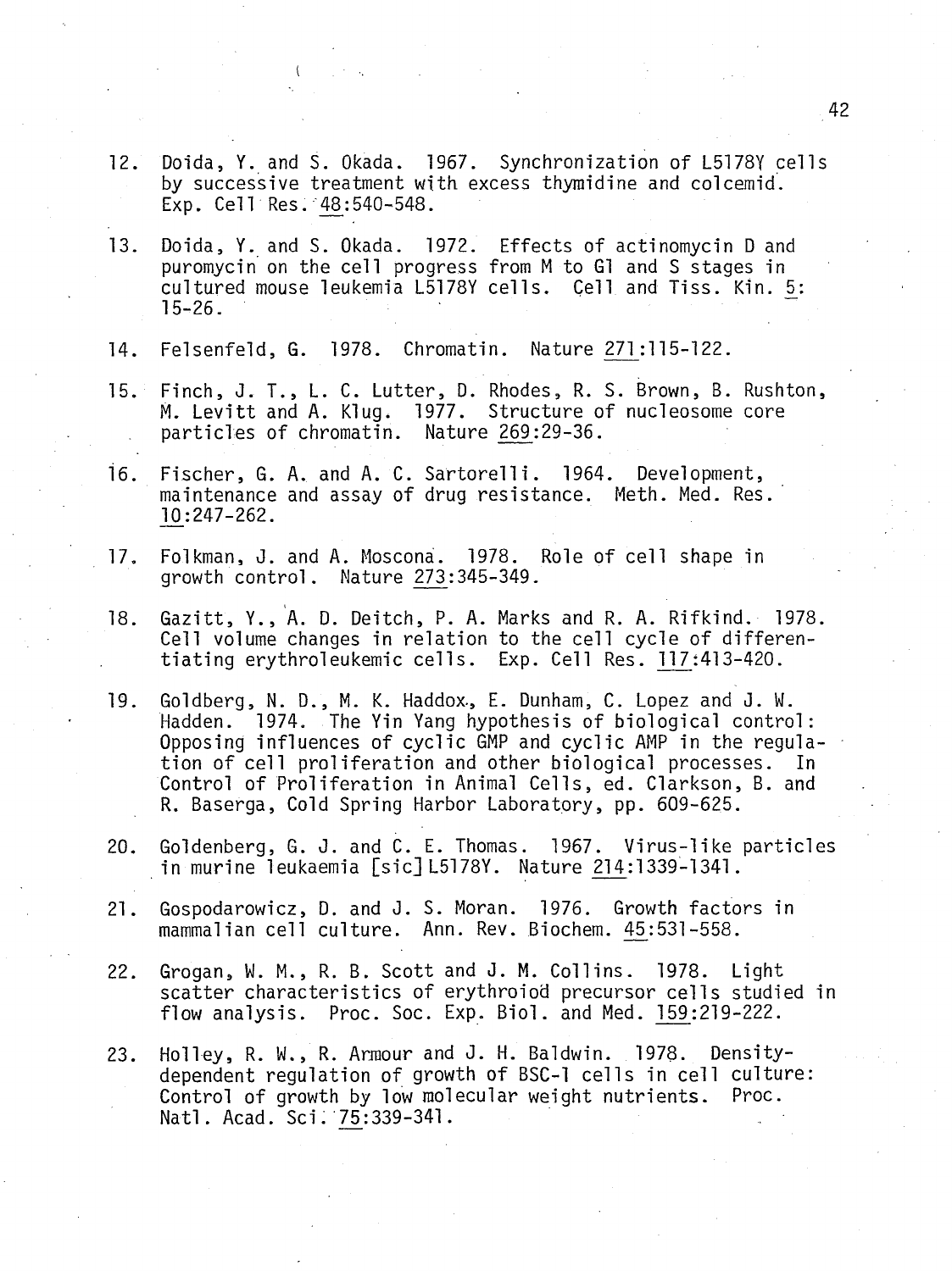12. Doida, Y. and S. Okada. 1967. Synchronization of L5178Y cells by successive treatment with excess thymidine and colcemid. Exp. Cell Res. 48:540-548.

13. Doida, Y. and S. Okada. 1972. Effects of actinomycin D and puromycin on the cell progress from M to G1 and S stages in cultured mouse leukemia L5178Y cells. Cell and Tiss. Kin. 5: 15-26.

14. Felsenfeld, G. 1978. Chromatin. Nature 271:115-122.

15. Finch, J. T., L. C. Lutter, D. Rhodes, R. S. Brown, B. Rushton, M. Levitt and A. Klug. 1977. Structure of nucleosome core particles of chromatin. Nature 269:29-36.

16. Fischer, G. A. and A. C. Sartorelli. 1964. Development, maintenance and assay of drug resistance. Meth. Med. Res. 10:247-262.

17. Folkman, J. and A. Moscona. 1978. Role of cell shape in growth control. Nature 273:345-349.

18. Gazitt, Y., A. D. Deitch, P. A. Marks and R. A. Rifkind. 1978. Cell volume changes in relation to the cell cycle of differentiating erythroleukemic cells. Exp. Cell Res. 117:413-420.

19. Goldberg, N. D., M. K. Haddox, E. Dunham, C. Lopez and J. W. Hadden. 1974. The Yin Yang hypothesis of biological control: Opposing influences of cyclic GMP and cyclic AMP in the regulation of cell proliferation and other biological processes. In Control of Proliferation in Animal Cells, ed. Clarkson, B. and R. Baserga, Cold Spring Harbor Laboratory, pp. 609-625.

20. Goldenberg, G. J. and C. E. Thomas. 1967. Virus-like particles in murine leukaemia [sic] L5178Y. Nature 214:1339-1341.

21. Gospodarowicz, D. and J. S. Moran. 1976. Growth factors in mammalian cell culture. Ann. Rev. Biochem. 45:531-558.

22. Grogan, W. M., R. B. Scott and J. M. Collins. 1978. Light scatter characteristics of erythroid precursor cells studied in flow analysis. Proc. Soc. Exp. Biol. and Med. 159:219-222.

23. Holley, R. W., R. Armour and J. H. Baldwin. 1978. Density-dependent regulation of growth of BSC-1 cells in cell culture: Control of growth by low molecular weight nutrients. Proc. Natl. Acad. Sci. 75:339-341.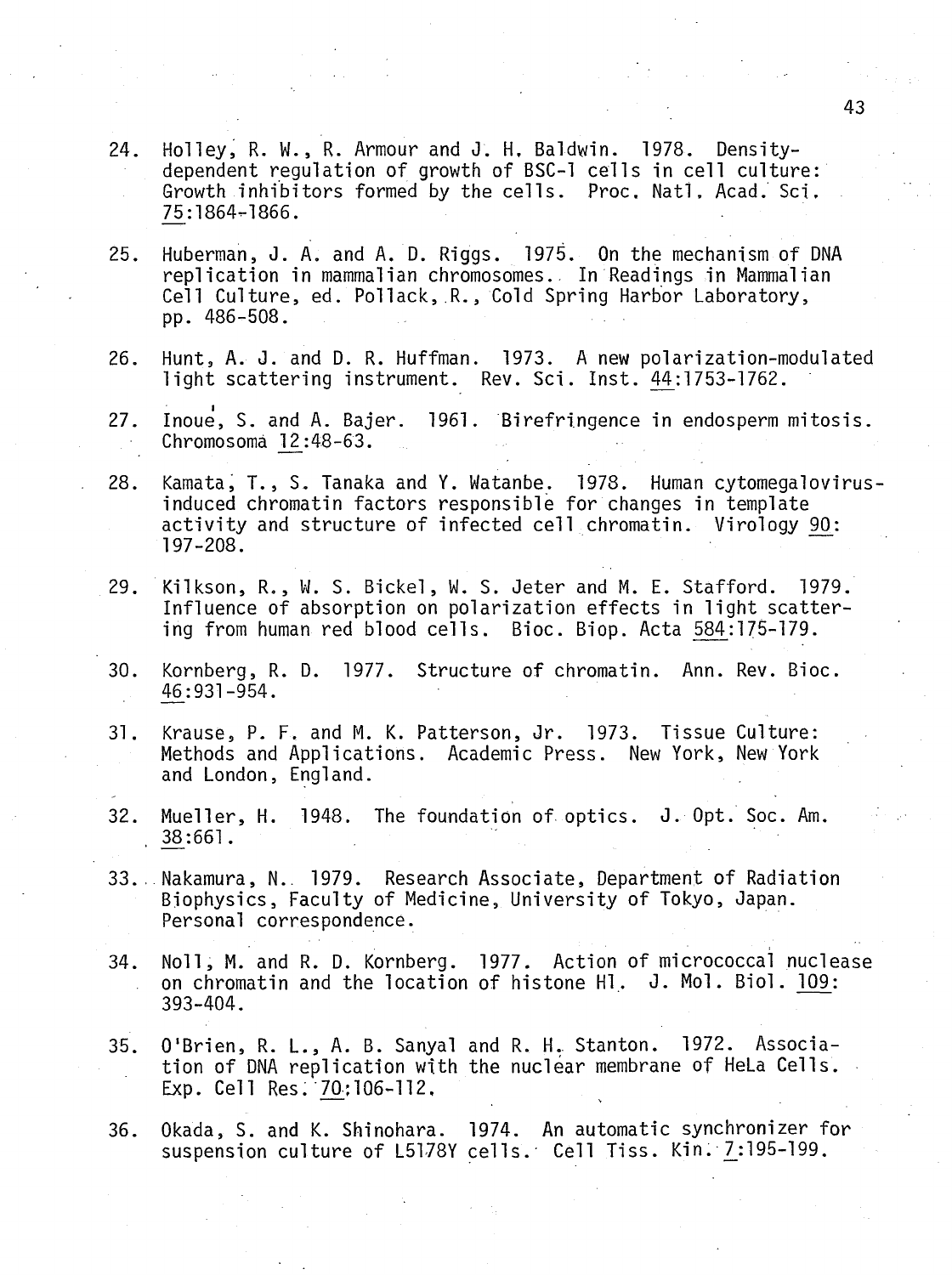24. Holley, R. W., R. Armour and J. H. Baldwin. 1978. Density-dependent regulation of growth of BSC-1 cells in cell culture: Growth inhibitors formed by the cells. Proc. Natl. Acad. Sci. 75:1864-1866.

25. Huberman, J. A. and A. D. Riggs. 1975. On the mechanism of DNA replication in mammalian chromosomes. In Readings in Mammalian Cell Culture, ed. Pollack, R., Cold Spring Harbor Laboratory, pp. 486-508.

26. Hunt, A. J. and D. R. Huffman. 1973. A new polarization-modulated light scattering instrument. Rev. Sci. Inst. 44:1753-1762.

27. Inoué, S. and A. Bajer. 1961. Birefringence in endosperm mitosis. Chromosoma 12:48-63.

28. Kamata, T., S. Tanaka and Y. Watanbe. 1978. Human cytomegalovirus-induced chromatin factors responsible for changes in template activity and structure of infected cell chromatin. Virology 90: 197-208.

29. Kilkson, R., W. S. Bickel, W. S. Jeter and M. E. Stafford. 1979. Influence of absorption on polarization effects in light scattering from human red blood cells. Bioc. Biop. Acta 584:175-179.

30. Kornberg, R. D. 1977. Structure of chromatin. Ann. Rev. Bioc. 46:931-954.

31. Krause, P. F. and M. K. Patterson, Jr. 1973. Tissue Culture: Methods and Applications. Academic Press. New York, New York and London, England.

32. Mueller, H. 1948. The foundation of optics. J. Opt. Soc. Am. 38:661.

33. Nakamura, N. 1979. Research Associate, Department of Radiation Biophysics, Faculty of Medicine, University of Tokyo, Japan. Personal correspondence.

34. Noll, M. and R. D. Kornberg. 1977. Action of micrococcal nuclease on chromatin and the location of histone H1. J. Mol. Biol. 109: 393-404.

35. O'Brien, R. L., A. B. Sanyal and R. H. Stanton. 1972. Association of DNA replication with the nuclear membrane of HeLa Cells. Exp. Cell Res. 70:106-112.

36. Okada, S. and K. Shinohara. 1974. An automatic synchronizer for suspension culture of L5178Y cells. Cell Tiss. Kin. 7:195-199.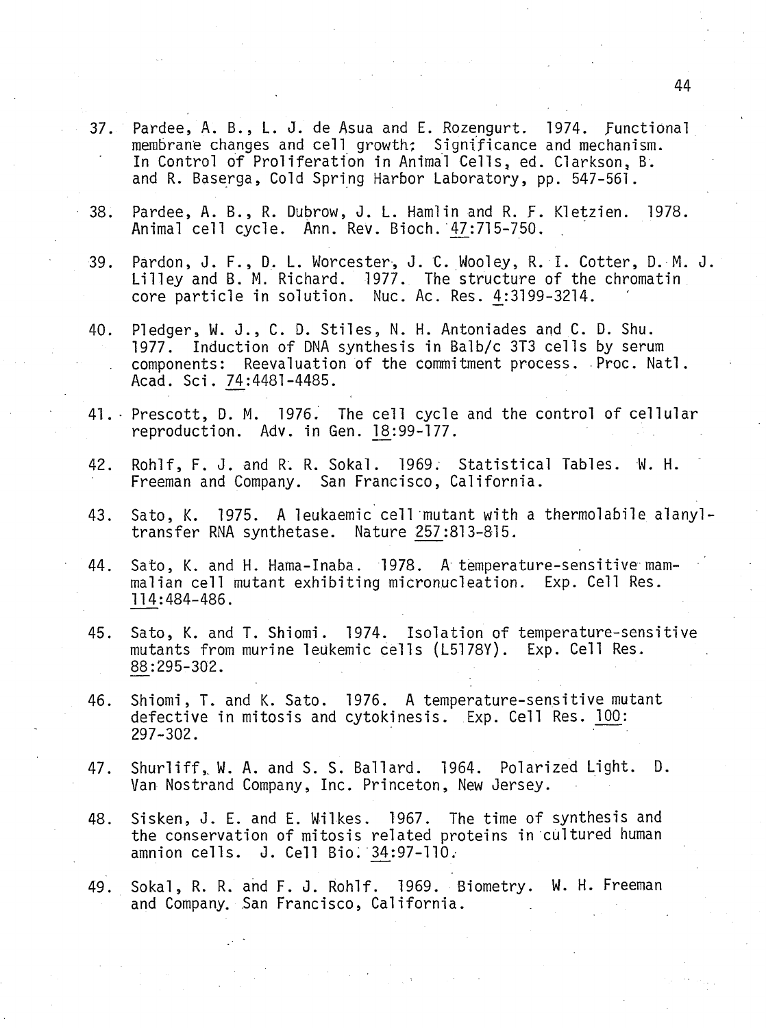37. Pardee, A. B., L. J. de Asua and E. Rozengurt. 1974. Functional membrane changes and cell growth: Significance and mechanism. In Control of Proliferation in Animal Cells, ed. Clarkson, B. and R. Baserga, Cold Spring Harbor Laboratory, pp. 547-561.

38. Pardee, A. B., R. Dubrow, J. L. Hamlin and R. F. Kletzien. 1978. Animal cell cycle. Ann. Rev. Bioch. 47:715-750.

39. Pardon, J. F., D. L. Worcester, J. C. Wooley, R. I. Cotter, D. M. J. Lilley and B. M. Richard. 1977. The structure of the chromatin core particle in solution. Nuc. Ac. Res. 4:3199-3214.

40. Pledger, W. J., C. D. Stiles, N. H. Antoniades and C. D. Shu. 1977. Induction of DNA synthesis in Balb/c 3T3 cells by serum components: Reevaluation of the commitment process. Proc. Natl. Acad. Sci. 74:4481-4485.

41. Prescott, D. M. 1976. The cell cycle and the control of cellular reproduction. Adv. in Gen. 18:99-177.

42. Rohlf, F. J. and R. R. Sokal. 1969. Statistical Tables. W. H. Freeman and Company. San Francisco, California.

43. Sato, K. 1975. A leukaemic cell mutant with a thermolabile alanyl-transfer RNA synthetase. Nature 257:813-815.

44. Sato, K. and H. Hama-Inaba. 1978. A temperature-sensitive mammalian cell mutant exhibiting micronucleation. Exp. Cell Res. 114:484-486.

45. Sato, K. and T. Shiomi. 1974. Isolation of temperature-sensitive mutants from murine leukemic cells (L5178Y). Exp. Cell Res. 88:295-302.

46. Shiomi, T. and K. Sato. 1976. A temperature-sensitive mutant defective in mitosis and cytokinesis. Exp. Cell Res. 100:297-302.

47. Shurliff, W. A. and S. S. Ballard. 1964. Polarized Light. D. Van Nostrand Company, Inc. Princeton, New Jersey.

48. Sisken, J. E. and E. Wilkes. 1967. The time of synthesis and the conservation of mitosis related proteins in cultured human amnion cells. J. Cell Bio. 34:97-110.

49. Sokal, R. R. and F. J. Rohlf. 1969. Biometry. W. H. Freeman and Company. San Francisco, California.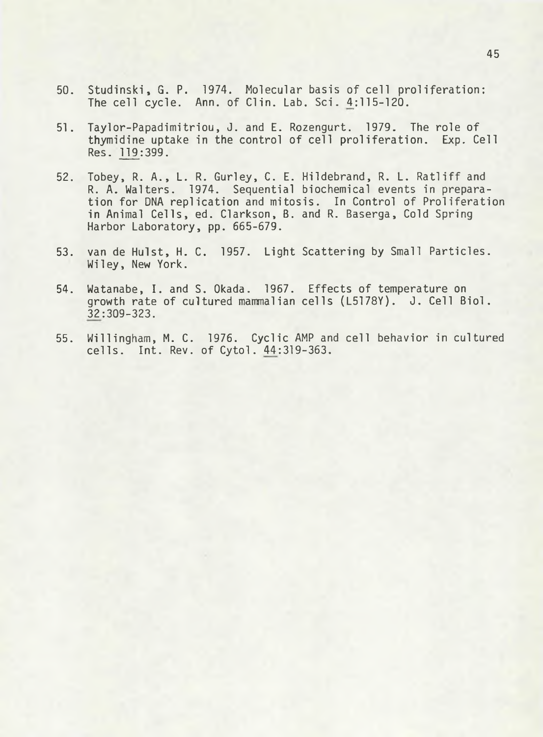50. Studinski, G. P. 1974. Molecular basis of cell proliferation: The cell cycle. Ann. of Clin. Lab. Sci. 4:115-120.

51. Taylor-Papadimitriou, J. and E. Rozengurt. 1979. The role of thymidine uptake in the control of cell proliferation. Exp. Cell Res. 119:399.

52. Tobey, R. A., L. R. Gurley, C. E. Hildebrand, R. L. Ratliff and R. A. Walters. 1974. Sequential biochemical events in preparation for DNA replication and mitosis. In Control of Proliferation in Animal Cells, ed. Clarkson, B. and R. Baserga, Cold Spring Harbor Laboratory, pp. 665-679.

53. van de Hulst, H. C. 1957. Light Scattering by Small Particles. Wiley, New York.

54. Watanabe, I. and S. Okada. 1967. Effects of temperature on growth rate of cultured mammalian cells (L5178Y). J. Cell Biol. 32:309-323.

55. Willingham, M. C. 1976. Cyclic AMP and cell behavior in cultured cells. Int. Rev. of Cytol. 44:319-363.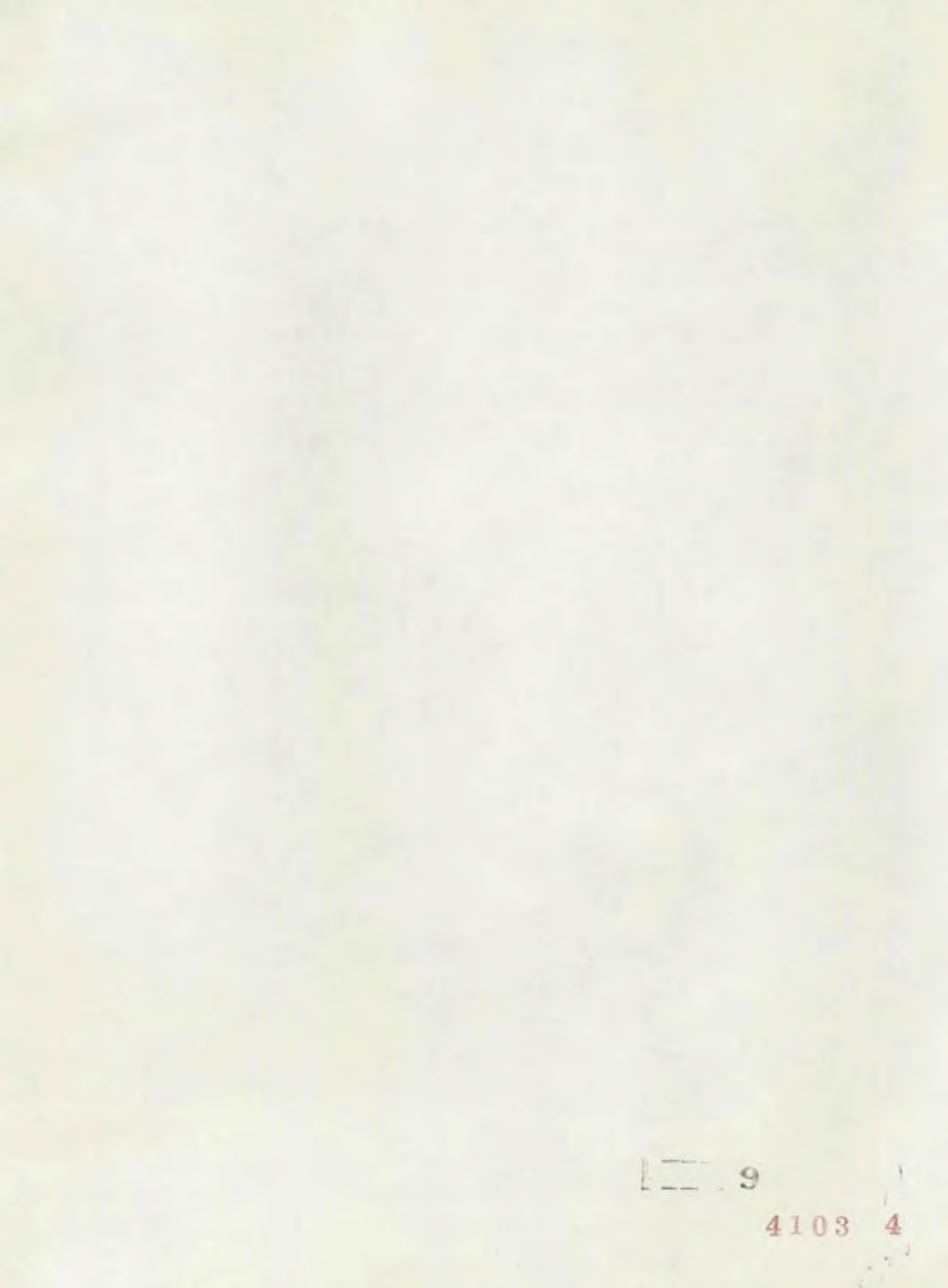9

4103 4